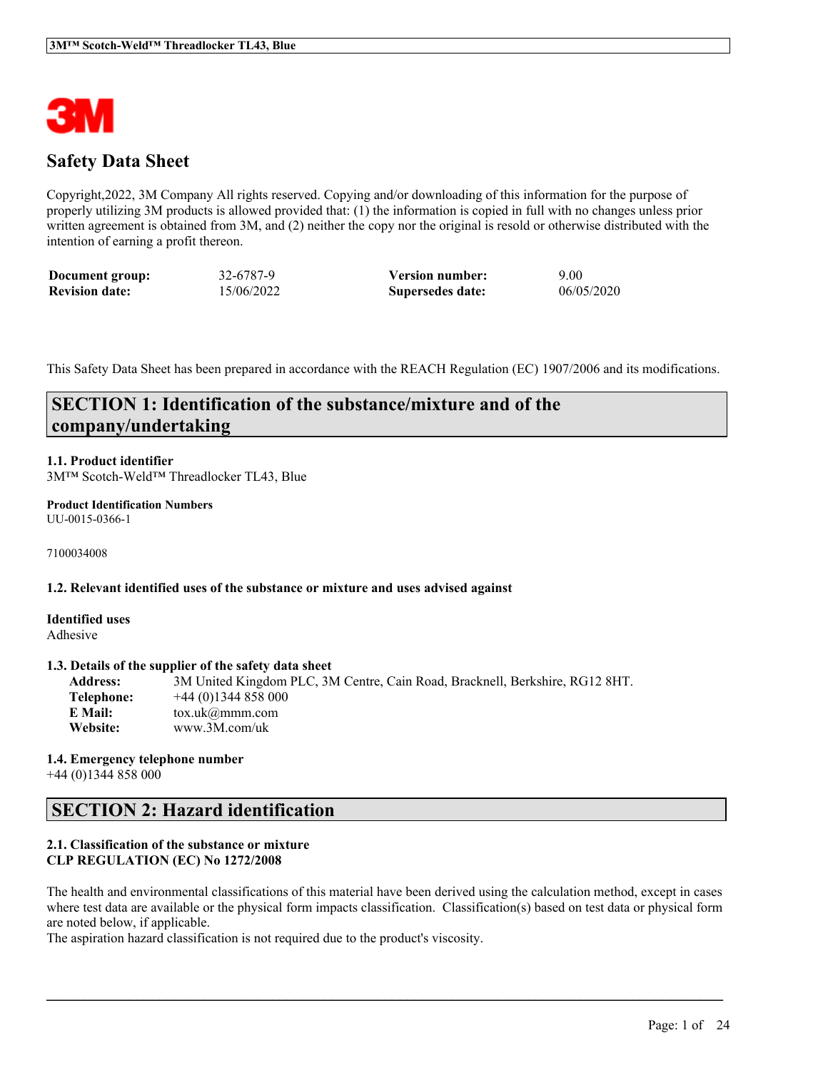# Safety Data Sheet

Copyright,2022, 3M Company All rights reserved. Copying and/or downloading of this information for the purpose of properly utilizing 3M products is allowed provided that: (1) the information is copied in full with no changes unless prior written agreement is obtained from 3M, and (2) neither the copy nor the original is resold or otherwise distributed with the intention of earning a profit thereon.

| | | | |
|---|---|---|---|
| **Document group:** | 32-6787-9 | **Version number:** | 9.00 |
| **Revision date:** | 15/06/2022 | **Supersedes date:** | 06/05/2020 |

This Safety Data Sheet has been prepared in accordance with the REACH Regulation (EC) 1907/2006 and its modifications.

## SECTION 1: Identification of the substance/mixture and of the company/undertaking

**1.1. Product identifier**
3M™ Scotch-Weld™ Threadlocker TL43, Blue

**Product Identification Numbers**
UU-0015-0366-1

7100034008

**1.2. Relevant identified uses of the substance or mixture and uses advised against**

**Identified uses**
Adhesive

**1.3. Details of the supplier of the safety data sheet**

| | |
|---|---|
| **Address:** | 3M United Kingdom PLC, 3M Centre, Cain Road, Bracknell, Berkshire, RG12 8HT. |
| **Telephone:** | +44 (0)1344 858 000 |
| **E Mail:** | tox.uk@mmm.com |
| **Website:** | www.3M.com/uk |

**1.4. Emergency telephone number**
+44 (0)1344 858 000

## SECTION 2: Hazard identification

**2.1. Classification of the substance or mixture**
**CLP REGULATION (EC) No 1272/2008**

The health and environmental classifications of this material have been derived using the calculation method, except in cases where test data are available or the physical form impacts classification. Classification(s) based on test data or physical form are noted below, if applicable.
The aspiration hazard classification is not required due to the product's viscosity.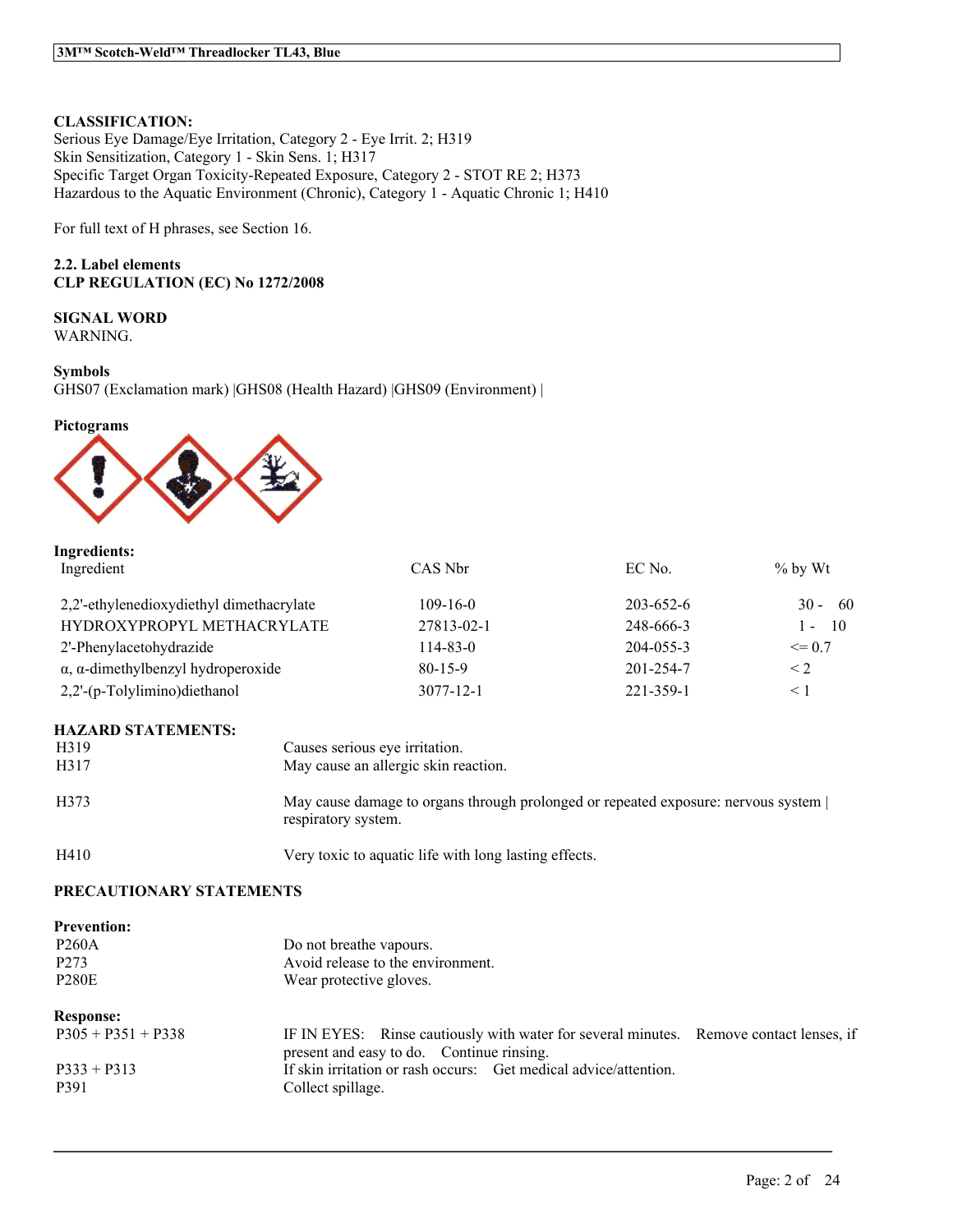**CLASSIFICATION:**
Serious Eye Damage/Eye Irritation, Category 2 - Eye Irrit. 2; H319
Skin Sensitization, Category 1 - Skin Sens. 1; H317
Specific Target Organ Toxicity-Repeated Exposure, Category 2 - STOT RE 2; H373
Hazardous to the Aquatic Environment (Chronic), Category 1 - Aquatic Chronic 1; H410

For full text of H phrases, see Section 16.

**2.2. Label elements**
**CLP REGULATION (EC) No 1272/2008**

**SIGNAL WORD**
WARNING.

**Symbols**
GHS07 (Exclamation mark) |GHS08 (Health Hazard) |GHS09 (Environment) |

**Pictograms**

**Ingredients:**

| Ingredient | CAS Nbr | EC No. | % by Wt |
|---|---|---|---|
| 2,2'-ethylenedioxydiethyl dimethacrylate | 109-16-0 | 203-652-6 | 30 - 60 |
| HYDROXYPROPYL METHACRYLATE | 27813-02-1 | 248-666-3 | 1 - 10 |
| 2'-Phenylacetohydrazide | 114-83-0 | 204-055-3 | <= 0.7 |
| α, α-dimethylbenzyl hydroperoxide | 80-15-9 | 201-254-7 | < 2 |
| 2,2'-(p-Tolylimino)diethanol | 3077-12-1 | 221-359-1 | < 1 |

**HAZARD STATEMENTS:**

| | |
|---|---|
| H319 | Causes serious eye irritation. |
| H317 | May cause an allergic skin reaction. |
| H373 | May cause damage to organs through prolonged or repeated exposure: nervous system \| respiratory system. |
| H410 | Very toxic to aquatic life with long lasting effects. |

**PRECAUTIONARY STATEMENTS**

**Prevention:**

| | |
|---|---|
| P260A | Do not breathe vapours. |
| P273 | Avoid release to the environment. |
| P280E | Wear protective gloves. |

**Response:**

| | |
|---|---|
| P305 + P351 + P338 | IF IN EYES: Rinse cautiously with water for several minutes. Remove contact lenses, if present and easy to do. Continue rinsing. |
| P333 + P313 | If skin irritation or rash occurs: Get medical advice/attention. |
| P391 | Collect spillage. |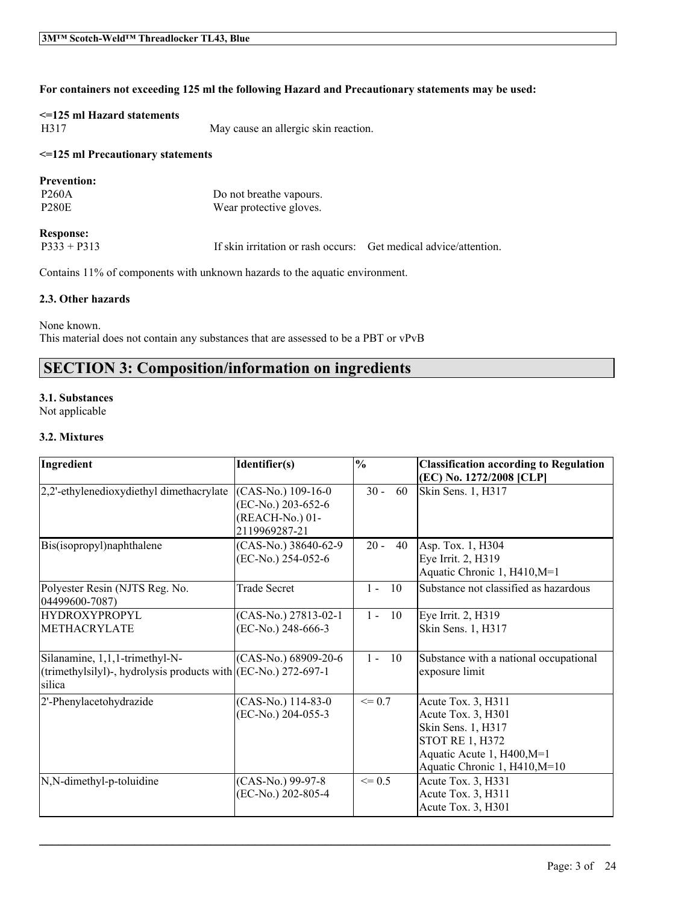**For containers not exceeding 125 ml the following Hazard and Precautionary statements may be used:**

**<=125 ml Hazard statements**

| | |
|---|---|
| H317 | May cause an allergic skin reaction. |

**<=125 ml Precautionary statements**

**Prevention:**

| | |
|---|---|
| P260A | Do not breathe vapours. |
| P280E | Wear protective gloves. |

**Response:**

| | |
|---|---|
| P333 + P313 | If skin irritation or rash occurs: Get medical advice/attention. |

Contains 11% of components with unknown hazards to the aquatic environment.

### 2.3. Other hazards

None known.
This material does not contain any substances that are assessed to be a PBT or vPvB

## SECTION 3: Composition/information on ingredients

### 3.1. Substances

Not applicable

### 3.2. Mixtures

| Ingredient | Identifier(s) | % | Classification according to Regulation (EC) No. 1272/2008 [CLP] |
|---|---|---|---|
| 2,2'-ethylenedioxydiethyl dimethacrylate | (CAS-No.) 109-16-0<br>(EC-No.) 203-652-6<br>(REACH-No.) 01-2119969287-21 | 30 - 60 | Skin Sens. 1, H317 |
| Bis(isopropyl)naphthalene | (CAS-No.) 38640-62-9<br>(EC-No.) 254-052-6 | 20 - 40 | Asp. Tox. 1, H304<br>Eye Irrit. 2, H319<br>Aquatic Chronic 1, H410,M=1 |
| Polyester Resin (NJTS Reg. No. 04499600-7087) | Trade Secret | 1 - 10 | Substance not classified as hazardous |
| HYDROXYPROPYL METHACRYLATE | (CAS-No.) 27813-02-1<br>(EC-No.) 248-666-3 | 1 - 10 | Eye Irrit. 2, H319<br>Skin Sens. 1, H317 |
| Silanamine, 1,1,1-trimethyl-N-(trimethylsilyl)-, hydrolysis products with silica | (CAS-No.) 68909-20-6<br>(EC-No.) 272-697-1 | 1 - 10 | Substance with a national occupational exposure limit |
| 2'-Phenylacetohydrazide | (CAS-No.) 114-83-0<br>(EC-No.) 204-055-3 | <= 0.7 | Acute Tox. 3, H311<br>Acute Tox. 3, H301<br>Skin Sens. 1, H317<br>STOT RE 1, H372<br>Aquatic Acute 1, H400,M=1<br>Aquatic Chronic 1, H410,M=10 |
| N,N-dimethyl-p-toluidine | (CAS-No.) 99-97-8<br>(EC-No.) 202-805-4 | <= 0.5 | Acute Tox. 3, H331<br>Acute Tox. 3, H311<br>Acute Tox. 3, H301 |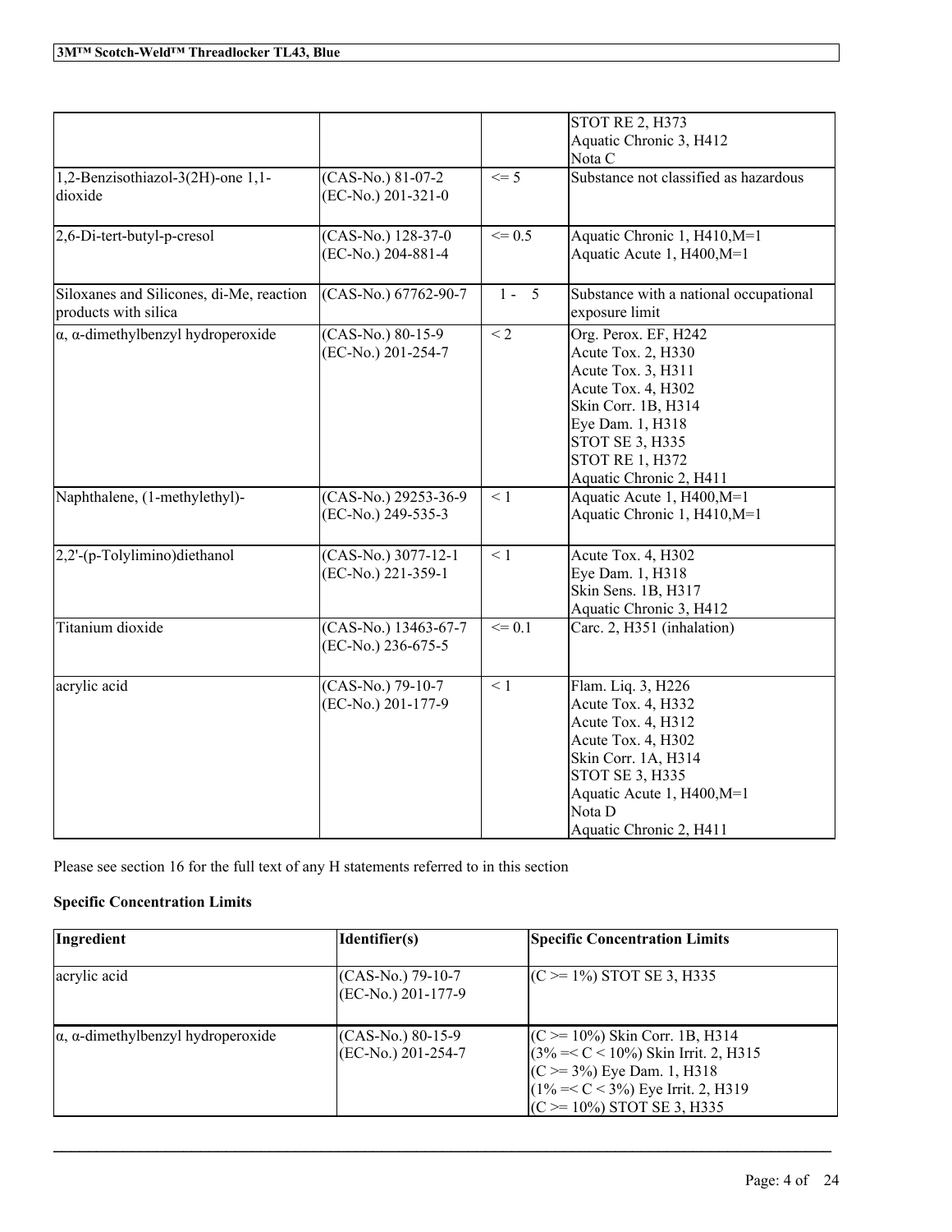|  |  |  | STOT RE 2, H373<br>Aquatic Chronic 3, H412<br>Nota C |
|---|---|---|---|
| 1,2-Benzisothiazol-3(2H)-one 1,1-dioxide | (CAS-No.) 81-07-2<br>(EC-No.) 201-321-0 | <= 5 | Substance not classified as hazardous |
| 2,6-Di-tert-butyl-p-cresol | (CAS-No.) 128-37-0<br>(EC-No.) 204-881-4 | <= 0.5 | Aquatic Chronic 1, H410,M=1<br>Aquatic Acute 1, H400,M=1 |
| Siloxanes and Silicones, di-Me, reaction products with silica | (CAS-No.) 67762-90-7 | 1 - 5 | Substance with a national occupational exposure limit |
| α, α-dimethylbenzyl hydroperoxide | (CAS-No.) 80-15-9<br>(EC-No.) 201-254-7 | < 2 | Org. Perox. EF, H242<br>Acute Tox. 2, H330<br>Acute Tox. 3, H311<br>Acute Tox. 4, H302<br>Skin Corr. 1B, H314<br>Eye Dam. 1, H318<br>STOT SE 3, H335<br>STOT RE 1, H372<br>Aquatic Chronic 2, H411 |
| Naphthalene, (1-methylethyl)- | (CAS-No.) 29253-36-9<br>(EC-No.) 249-535-3 | < 1 | Aquatic Acute 1, H400,M=1<br>Aquatic Chronic 1, H410,M=1 |
| 2,2'-(p-Tolylimino)diethanol | (CAS-No.) 3077-12-1<br>(EC-No.) 221-359-1 | < 1 | Acute Tox. 4, H302<br>Eye Dam. 1, H318<br>Skin Sens. 1B, H317<br>Aquatic Chronic 3, H412 |
| Titanium dioxide | (CAS-No.) 13463-67-7<br>(EC-No.) 236-675-5 | <= 0.1 | Carc. 2, H351 (inhalation) |
| acrylic acid | (CAS-No.) 79-10-7<br>(EC-No.) 201-177-9 | < 1 | Flam. Liq. 3, H226<br>Acute Tox. 4, H332<br>Acute Tox. 4, H312<br>Acute Tox. 4, H302<br>Skin Corr. 1A, H314<br>STOT SE 3, H335<br>Aquatic Acute 1, H400,M=1<br>Nota D<br>Aquatic Chronic 2, H411 |

Please see section 16 for the full text of any H statements referred to in this section

**Specific Concentration Limits**

| Ingredient | Identifier(s) | Specific Concentration Limits |
|---|---|---|
| acrylic acid | (CAS-No.) 79-10-7<br>(EC-No.) 201-177-9 | (C >= 1%) STOT SE 3, H335 |
| α, α-dimethylbenzyl hydroperoxide | (CAS-No.) 80-15-9<br>(EC-No.) 201-254-7 | (C >= 10%) Skin Corr. 1B, H314<br>(3% =< C < 10%) Skin Irrit. 2, H315<br>(C >= 3%) Eye Dam. 1, H318<br>(1% =< C < 3%) Eye Irrit. 2, H319<br>(C >= 10%) STOT SE 3, H335 |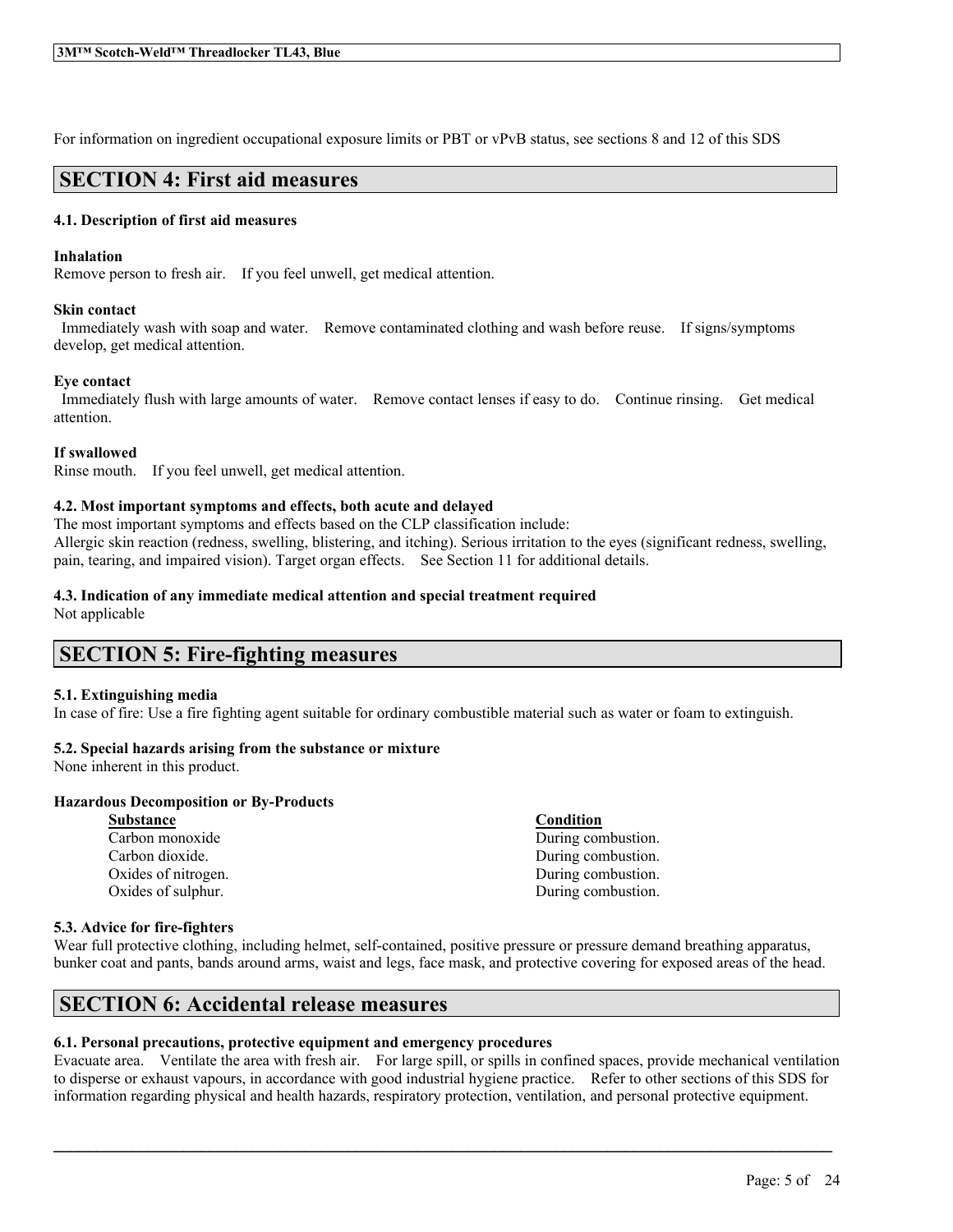For information on ingredient occupational exposure limits or PBT or vPvB status, see sections 8 and 12 of this SDS

## SECTION 4: First aid measures

### 4.1. Description of first aid measures

**Inhalation**
Remove person to fresh air. If you feel unwell, get medical attention.

**Skin contact**
Immediately wash with soap and water. Remove contaminated clothing and wash before reuse. If signs/symptoms develop, get medical attention.

**Eye contact**
Immediately flush with large amounts of water. Remove contact lenses if easy to do. Continue rinsing. Get medical attention.

**If swallowed**
Rinse mouth. If you feel unwell, get medical attention.

### 4.2. Most important symptoms and effects, both acute and delayed

The most important symptoms and effects based on the CLP classification include:
Allergic skin reaction (redness, swelling, blistering, and itching). Serious irritation to the eyes (significant redness, swelling, pain, tearing, and impaired vision). Target organ effects. See Section 11 for additional details.

### 4.3. Indication of any immediate medical attention and special treatment required

Not applicable

## SECTION 5: Fire-fighting measures

### 5.1. Extinguishing media

In case of fire: Use a fire fighting agent suitable for ordinary combustible material such as water or foam to extinguish.

### 5.2. Special hazards arising from the substance or mixture

None inherent in this product.

**Hazardous Decomposition or By-Products**

| Substance | Condition |
| --- | --- |
| Carbon monoxide | During combustion. |
| Carbon dioxide. | During combustion. |
| Oxides of nitrogen. | During combustion. |
| Oxides of sulphur. | During combustion. |

### 5.3. Advice for fire-fighters

Wear full protective clothing, including helmet, self-contained, positive pressure or pressure demand breathing apparatus, bunker coat and pants, bands around arms, waist and legs, face mask, and protective covering for exposed areas of the head.

## SECTION 6: Accidental release measures

### 6.1. Personal precautions, protective equipment and emergency procedures

Evacuate area. Ventilate the area with fresh air. For large spill, or spills in confined spaces, provide mechanical ventilation to disperse or exhaust vapours, in accordance with good industrial hygiene practice. Refer to other sections of this SDS for information regarding physical and health hazards, respiratory protection, ventilation, and personal protective equipment.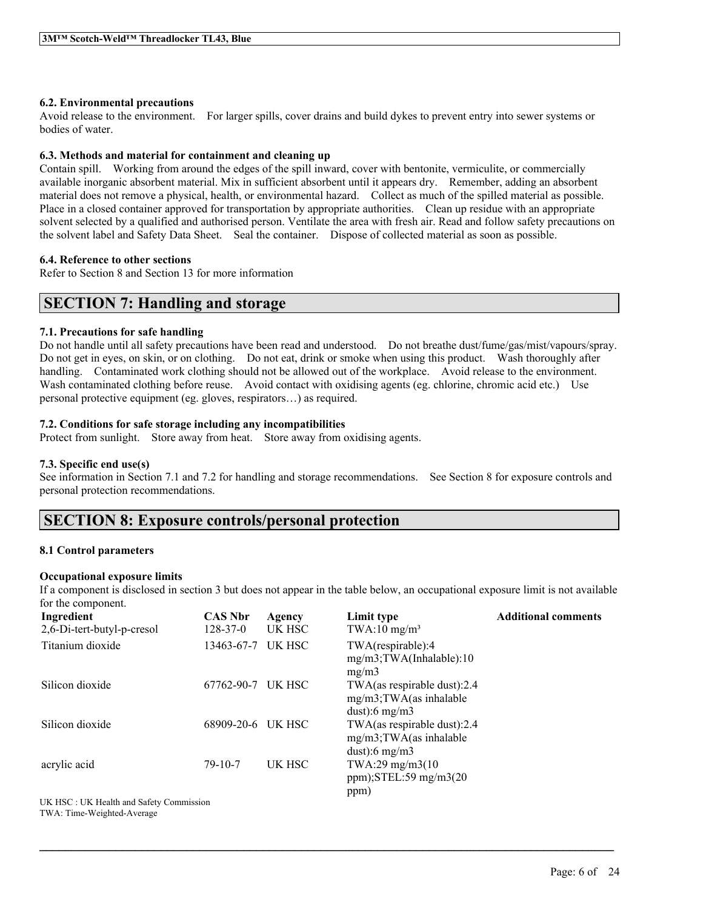#### 6.2. Environmental precautions

Avoid release to the environment. For larger spills, cover drains and build dykes to prevent entry into sewer systems or bodies of water.

#### 6.3. Methods and material for containment and cleaning up

Contain spill. Working from around the edges of the spill inward, cover with bentonite, vermiculite, or commercially available inorganic absorbent material. Mix in sufficient absorbent until it appears dry. Remember, adding an absorbent material does not remove a physical, health, or environmental hazard. Collect as much of the spilled material as possible. Place in a closed container approved for transportation by appropriate authorities. Clean up residue with an appropriate solvent selected by a qualified and authorised person. Ventilate the area with fresh air. Read and follow safety precautions on the solvent label and Safety Data Sheet. Seal the container. Dispose of collected material as soon as possible.

#### 6.4. Reference to other sections

Refer to Section 8 and Section 13 for more information

## SECTION 7: Handling and storage

#### 7.1. Precautions for safe handling

Do not handle until all safety precautions have been read and understood. Do not breathe dust/fume/gas/mist/vapours/spray. Do not get in eyes, on skin, or on clothing. Do not eat, drink or smoke when using this product. Wash thoroughly after handling. Contaminated work clothing should not be allowed out of the workplace. Avoid release to the environment. Wash contaminated clothing before reuse. Avoid contact with oxidising agents (eg. chlorine, chromic acid etc.) Use personal protective equipment (eg. gloves, respirators…) as required.

#### 7.2. Conditions for safe storage including any incompatibilities

Protect from sunlight. Store away from heat. Store away from oxidising agents.

#### 7.3. Specific end use(s)

See information in Section 7.1 and 7.2 for handling and storage recommendations. See Section 8 for exposure controls and personal protection recommendations.

## SECTION 8: Exposure controls/personal protection

#### 8.1 Control parameters

**Occupational exposure limits**

If a component is disclosed in section 3 but does not appear in the table below, an occupational exposure limit is not available for the component.

| Ingredient | CAS Nbr | Agency | Limit type | Additional comments |
|---|---|---|---|---|
| 2,6-Di-tert-butyl-p-cresol | 128-37-0 | UK HSC | TWA:10 mg/m³ | |
| Titanium dioxide | 13463-67-7 | UK HSC | TWA(respirable):4 mg/m3;TWA(Inhalable):10 mg/m3 | |
| Silicon dioxide | 67762-90-7 | UK HSC | TWA(as respirable dust):2.4 mg/m3;TWA(as inhalable dust):6 mg/m3 | |
| Silicon dioxide | 68909-20-6 | UK HSC | TWA(as respirable dust):2.4 mg/m3;TWA(as inhalable dust):6 mg/m3 | |
| acrylic acid | 79-10-7 | UK HSC | TWA:29 mg/m3(10 ppm);STEL:59 mg/m3(20 ppm) | |

UK HSC : UK Health and Safety Commission
TWA: Time-Weighted-Average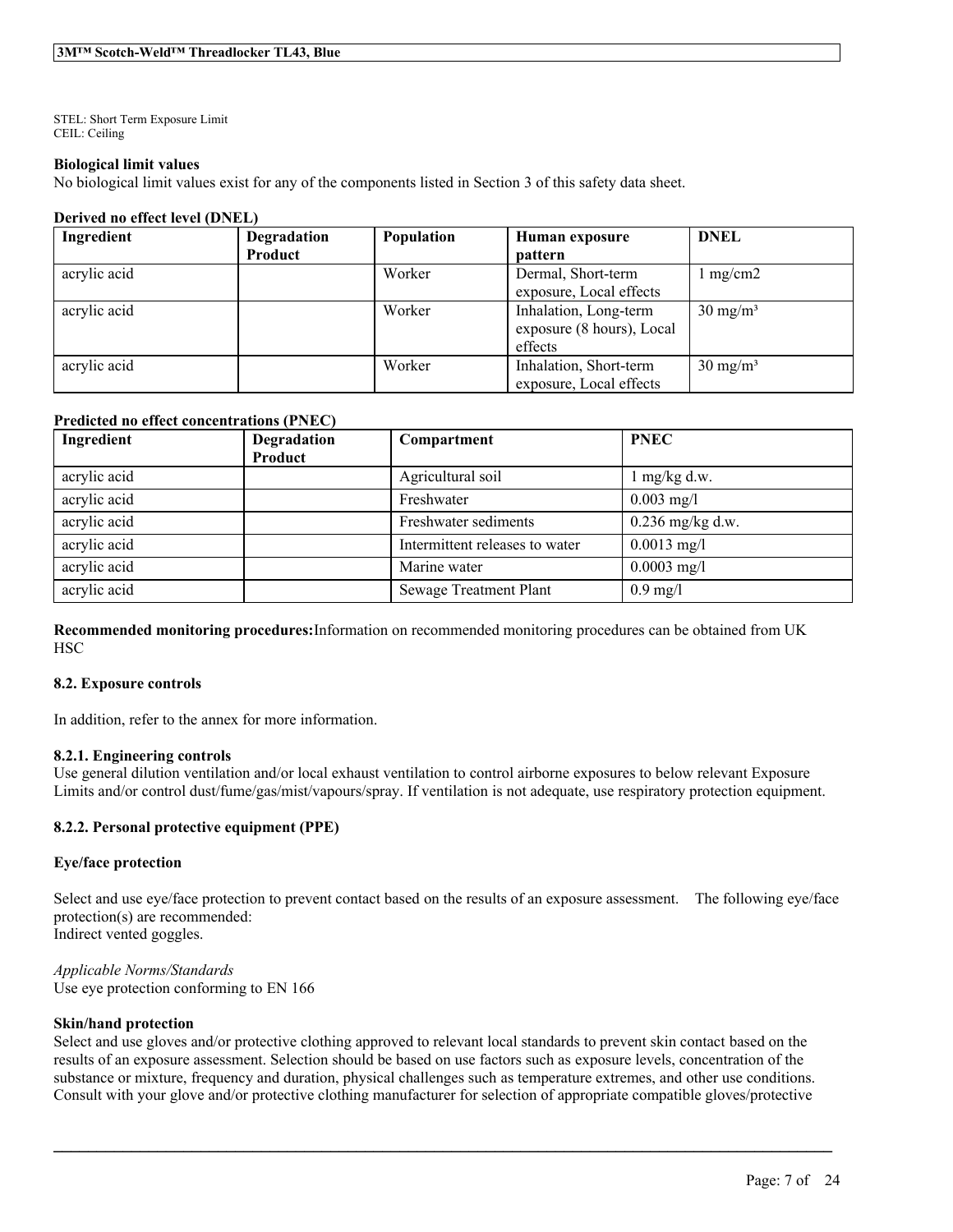STEL: Short Term Exposure Limit
CEIL: Ceiling

**Biological limit values**
No biological limit values exist for any of the components listed in Section 3 of this safety data sheet.

**Derived no effect level (DNEL)**

| Ingredient | Degradation Product | Population | Human exposure pattern | DNEL |
|---|---|---|---|---|
| acrylic acid | | Worker | Dermal, Short-term exposure, Local effects | 1 mg/cm2 |
| acrylic acid | | Worker | Inhalation, Long-term exposure (8 hours), Local effects | 30 mg/m³ |
| acrylic acid | | Worker | Inhalation, Short-term exposure, Local effects | 30 mg/m³ |

**Predicted no effect concentrations (PNEC)**

| Ingredient | Degradation Product | Compartment | PNEC |
|---|---|---|---|
| acrylic acid | | Agricultural soil | 1 mg/kg d.w. |
| acrylic acid | | Freshwater | 0.003 mg/l |
| acrylic acid | | Freshwater sediments | 0.236 mg/kg d.w. |
| acrylic acid | | Intermittent releases to water | 0.0013 mg/l |
| acrylic acid | | Marine water | 0.0003 mg/l |
| acrylic acid | | Sewage Treatment Plant | 0.9 mg/l |

**Recommended monitoring procedures:**Information on recommended monitoring procedures can be obtained from UK HSC

### 8.2. Exposure controls

In addition, refer to the annex for more information.

#### 8.2.1. Engineering controls

Use general dilution ventilation and/or local exhaust ventilation to control airborne exposures to below relevant Exposure Limits and/or control dust/fume/gas/mist/vapours/spray. If ventilation is not adequate, use respiratory protection equipment.

#### 8.2.2. Personal protective equipment (PPE)

**Eye/face protection**

Select and use eye/face protection to prevent contact based on the results of an exposure assessment. The following eye/face protection(s) are recommended:
Indirect vented goggles.

*Applicable Norms/Standards*
Use eye protection conforming to EN 166

**Skin/hand protection**
Select and use gloves and/or protective clothing approved to relevant local standards to prevent skin contact based on the results of an exposure assessment. Selection should be based on use factors such as exposure levels, concentration of the substance or mixture, frequency and duration, physical challenges such as temperature extremes, and other use conditions. Consult with your glove and/or protective clothing manufacturer for selection of appropriate compatible gloves/protective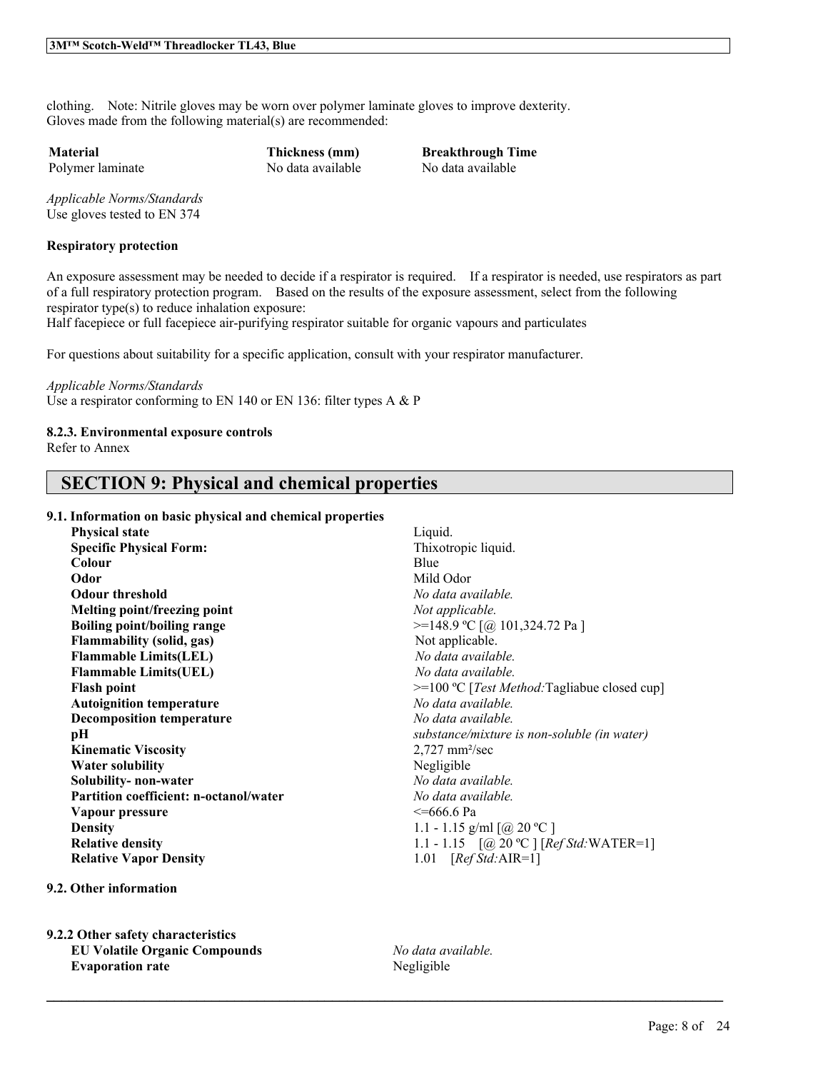clothing.  Note: Nitrile gloves may be worn over polymer laminate gloves to improve dexterity.
Gloves made from the following material(s) are recommended:

| Material | Thickness (mm) | Breakthrough Time |
| --- | --- | --- |
| Polymer laminate | No data available | No data available |

*Applicable Norms/Standards*
Use gloves tested to EN 374

**Respiratory protection**

An exposure assessment may be needed to decide if a respirator is required.  If a respirator is needed, use respirators as part of a full respiratory protection program.  Based on the results of the exposure assessment, select from the following respirator type(s) to reduce inhalation exposure:
Half facepiece or full facepiece air-purifying respirator suitable for organic vapours and particulates

For questions about suitability for a specific application, consult with your respirator manufacturer.

*Applicable Norms/Standards*
Use a respirator conforming to EN 140 or EN 136: filter types A & P

**8.2.3. Environmental exposure controls**
Refer to Annex

## SECTION 9: Physical and chemical properties

**9.1. Information on basic physical and chemical properties**

| | |
| --- | --- |
| **Physical state** | Liquid. |
| **Specific Physical Form:** | Thixotropic liquid. |
| **Colour** | Blue |
| **Odor** | Mild Odor |
| **Odour threshold** | *No data available.* |
| **Melting point/freezing point** | *Not applicable.* |
| **Boiling point/boiling range** | >=148.9 ºC [@ 101,324.72 Pa ] |
| **Flammability (solid, gas)** | Not applicable. |
| **Flammable Limits(LEL)** | *No data available.* |
| **Flammable Limits(UEL)** | *No data available.* |
| **Flash point** | >=100 ºC [*Test Method:*Tagliabue closed cup] |
| **Autoignition temperature** | *No data available.* |
| **Decomposition temperature** | *No data available.* |
| **pH** | *substance/mixture is non-soluble (in water)* |
| **Kinematic Viscosity** | 2,727 mm²/sec |
| **Water solubility** | Negligible |
| **Solubility- non-water** | *No data available.* |
| **Partition coefficient: n-octanol/water** | *No data available.* |
| **Vapour pressure** | <=666.6 Pa |
| **Density** | 1.1 - 1.15 g/ml [@ 20 ºC ] |
| **Relative density** | 1.1 - 1.15  [@ 20 ºC ] [*Ref Std:*WATER=1] |
| **Relative Vapor Density** | 1.01  [*Ref Std:*AIR=1] |

**9.2. Other information**

**9.2.2 Other safety characteristics**

| | |
| --- | --- |
| **EU Volatile Organic Compounds** | *No data available.* |
| **Evaporation rate** | Negligible |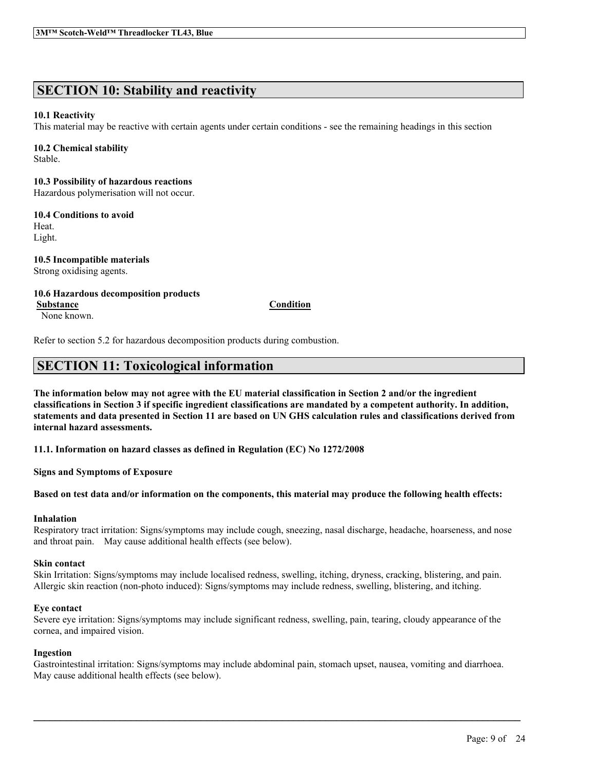## SECTION 10: Stability and reactivity

**10.1 Reactivity**
This material may be reactive with certain agents under certain conditions - see the remaining headings in this section

**10.2 Chemical stability**
Stable.

**10.3 Possibility of hazardous reactions**
Hazardous polymerisation will not occur.

**10.4 Conditions to avoid**
Heat.
Light.

**10.5 Incompatible materials**
Strong oxidising agents.

**10.6 Hazardous decomposition products**

| Substance | Condition |
|---|---|
| None known. | |

Refer to section 5.2 for hazardous decomposition products during combustion.

## SECTION 11: Toxicological information

**The information below may not agree with the EU material classification in Section 2 and/or the ingredient classifications in Section 3 if specific ingredient classifications are mandated by a competent authority. In addition, statements and data presented in Section 11 are based on UN GHS calculation rules and classifications derived from internal hazard assessments.**

**11.1. Information on hazard classes as defined in Regulation (EC) No 1272/2008**

**Signs and Symptoms of Exposure**

**Based on test data and/or information on the components, this material may produce the following health effects:**

**Inhalation**
Respiratory tract irritation: Signs/symptoms may include cough, sneezing, nasal discharge, headache, hoarseness, and nose and throat pain. May cause additional health effects (see below).

**Skin contact**
Skin Irritation: Signs/symptoms may include localised redness, swelling, itching, dryness, cracking, blistering, and pain.
Allergic skin reaction (non-photo induced): Signs/symptoms may include redness, swelling, blistering, and itching.

**Eye contact**
Severe eye irritation: Signs/symptoms may include significant redness, swelling, pain, tearing, cloudy appearance of the cornea, and impaired vision.

**Ingestion**
Gastrointestinal irritation: Signs/symptoms may include abdominal pain, stomach upset, nausea, vomiting and diarrhoea.
May cause additional health effects (see below).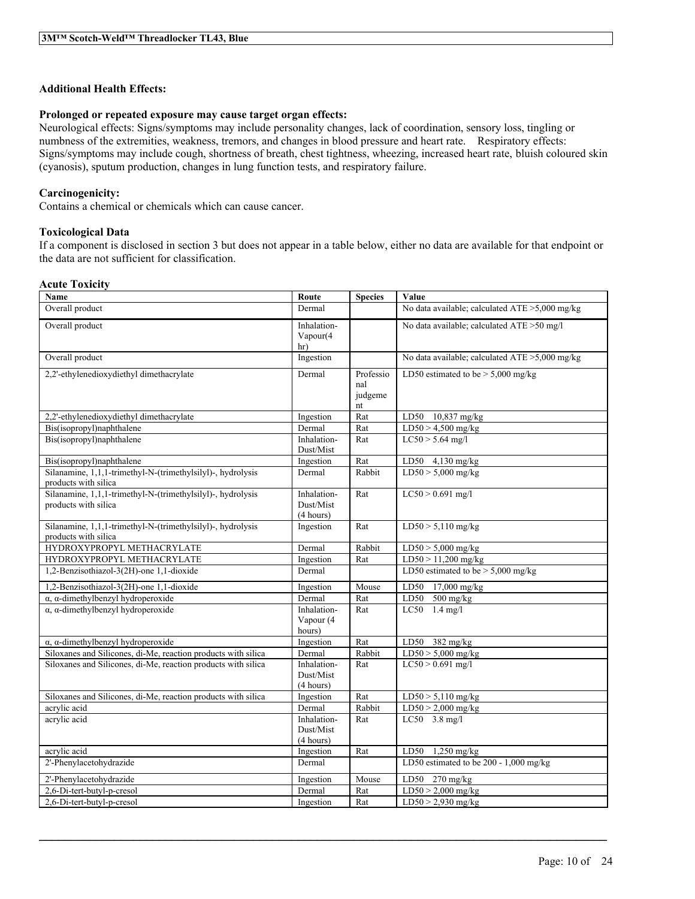### Additional Health Effects:

#### Prolonged or repeated exposure may cause target organ effects:

Neurological effects: Signs/symptoms may include personality changes, lack of coordination, sensory loss, tingling or numbness of the extremities, weakness, tremors, and changes in blood pressure and heart rate. Respiratory effects: Signs/symptoms may include cough, shortness of breath, chest tightness, wheezing, increased heart rate, bluish coloured skin (cyanosis), sputum production, changes in lung function tests, and respiratory failure.

### Carcinogenicity:

Contains a chemical or chemicals which can cause cancer.

### Toxicological Data

If a component is disclosed in section 3 but does not appear in a table below, either no data are available for that endpoint or the data are not sufficient for classification.

#### Acute Toxicity

| Name | Route | Species | Value |
|---|---|---|---|
| Overall product | Dermal | | No data available; calculated ATE >5,000 mg/kg |
| Overall product | Inhalation-Vapour(4 hr) | | No data available; calculated ATE >50 mg/l |
| Overall product | Ingestion | | No data available; calculated ATE >5,000 mg/kg |
| 2,2'-ethylenedioxydiethyl dimethacrylate | Dermal | Professional judgement | LD50 estimated to be > 5,000 mg/kg |
| 2,2'-ethylenedioxydiethyl dimethacrylate | Ingestion | Rat | LD50 10,837 mg/kg |
| Bis(isopropyl)naphthalene | Dermal | Rat | LD50 > 4,500 mg/kg |
| Bis(isopropyl)naphthalene | Inhalation-Dust/Mist | Rat | LC50 > 5.64 mg/l |
| Bis(isopropyl)naphthalene | Ingestion | Rat | LD50 4,130 mg/kg |
| Silanamine, 1,1,1-trimethyl-N-(trimethylsilyl)-, hydrolysis products with silica | Dermal | Rabbit | LD50 > 5,000 mg/kg |
| Silanamine, 1,1,1-trimethyl-N-(trimethylsilyl)-, hydrolysis products with silica | Inhalation-Dust/Mist (4 hours) | Rat | LC50 > 0.691 mg/l |
| Silanamine, 1,1,1-trimethyl-N-(trimethylsilyl)-, hydrolysis products with silica | Ingestion | Rat | LD50 > 5,110 mg/kg |
| HYDROXYPROPYL METHACRYLATE | Dermal | Rabbit | LD50 > 5,000 mg/kg |
| HYDROXYPROPYL METHACRYLATE | Ingestion | Rat | LD50 > 11,200 mg/kg |
| 1,2-Benzisothiazol-3(2H)-one 1,1-dioxide | Dermal | | LD50 estimated to be > 5,000 mg/kg |
| 1,2-Benzisothiazol-3(2H)-one 1,1-dioxide | Ingestion | Mouse | LD50 17,000 mg/kg |
| α, α-dimethylbenzyl hydroperoxide | Dermal | Rat | LD50 500 mg/kg |
| α, α-dimethylbenzyl hydroperoxide | Inhalation-Vapour (4 hours) | Rat | LC50 1.4 mg/l |
| α, α-dimethylbenzyl hydroperoxide | Ingestion | Rat | LD50 382 mg/kg |
| Siloxanes and Silicones, di-Me, reaction products with silica | Dermal | Rabbit | LD50 > 5,000 mg/kg |
| Siloxanes and Silicones, di-Me, reaction products with silica | Inhalation-Dust/Mist (4 hours) | Rat | LC50 > 0.691 mg/l |
| Siloxanes and Silicones, di-Me, reaction products with silica | Ingestion | Rat | LD50 > 5,110 mg/kg |
| acrylic acid | Dermal | Rabbit | LD50 > 2,000 mg/kg |
| acrylic acid | Inhalation-Dust/Mist (4 hours) | Rat | LC50 3.8 mg/l |
| acrylic acid | Ingestion | Rat | LD50 1,250 mg/kg |
| 2'-Phenylacetohydrazide | Dermal | | LD50 estimated to be 200 - 1,000 mg/kg |
| 2'-Phenylacetohydrazide | Ingestion | Mouse | LD50 270 mg/kg |
| 2,6-Di-tert-butyl-p-cresol | Dermal | Rat | LD50 > 2,000 mg/kg |
| 2,6-Di-tert-butyl-p-cresol | Ingestion | Rat | LD50 > 2,930 mg/kg |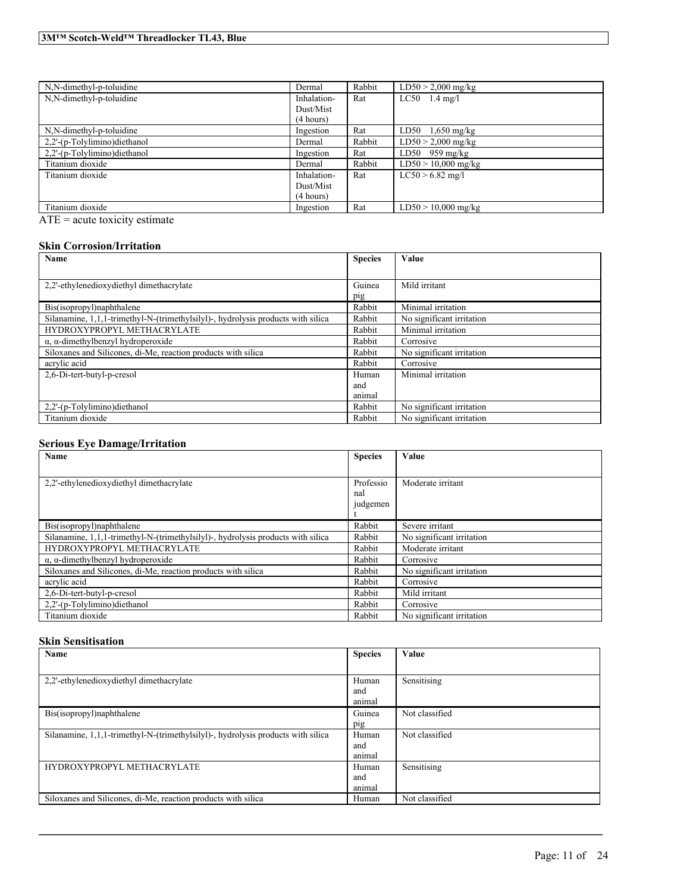| N,N-dimethyl-p-toluidine | Dermal | Rabbit | LD50 > 2,000 mg/kg |
|---|---|---|---|
| N,N-dimethyl-p-toluidine | Inhalation-Dust/Mist (4 hours) | Rat | LC50 1.4 mg/l |
| N,N-dimethyl-p-toluidine | Ingestion | Rat | LD50 1,650 mg/kg |
| 2,2'-(p-Tolylimino)diethanol | Dermal | Rabbit | LD50 > 2,000 mg/kg |
| 2,2'-(p-Tolylimino)diethanol | Ingestion | Rat | LD50 959 mg/kg |
| Titanium dioxide | Dermal | Rabbit | LD50 > 10,000 mg/kg |
| Titanium dioxide | Inhalation-Dust/Mist (4 hours) | Rat | LC50 > 6.82 mg/l |
| Titanium dioxide | Ingestion | Rat | LD50 > 10,000 mg/kg |

ATE = acute toxicity estimate

### Skin Corrosion/Irritation

| Name | Species | Value |
|---|---|---|
| 2,2'-ethylenedioxydiethyl dimethacrylate | Guinea pig | Mild irritant |
| Bis(isopropyl)naphthalene | Rabbit | Minimal irritation |
| Silanamine, 1,1,1-trimethyl-N-(trimethylsilyl)-, hydrolysis products with silica | Rabbit | No significant irritation |
| HYDROXYPROPYL METHACRYLATE | Rabbit | Minimal irritation |
| α, α-dimethylbenzyl hydroperoxide | Rabbit | Corrosive |
| Siloxanes and Silicones, di-Me, reaction products with silica | Rabbit | No significant irritation |
| acrylic acid | Rabbit | Corrosive |
| 2,6-Di-tert-butyl-p-cresol | Human and animal | Minimal irritation |
| 2,2'-(p-Tolylimino)diethanol | Rabbit | No significant irritation |
| Titanium dioxide | Rabbit | No significant irritation |

### Serious Eye Damage/Irritation

| Name | Species | Value |
|---|---|---|
| 2,2'-ethylenedioxydiethyl dimethacrylate | Professional judgement | Moderate irritant |
| Bis(isopropyl)naphthalene | Rabbit | Severe irritant |
| Silanamine, 1,1,1-trimethyl-N-(trimethylsilyl)-, hydrolysis products with silica | Rabbit | No significant irritation |
| HYDROXYPROPYL METHACRYLATE | Rabbit | Moderate irritant |
| α, α-dimethylbenzyl hydroperoxide | Rabbit | Corrosive |
| Siloxanes and Silicones, di-Me, reaction products with silica | Rabbit | No significant irritation |
| acrylic acid | Rabbit | Corrosive |
| 2,6-Di-tert-butyl-p-cresol | Rabbit | Mild irritant |
| 2,2'-(p-Tolylimino)diethanol | Rabbit | Corrosive |
| Titanium dioxide | Rabbit | No significant irritation |

### Skin Sensitisation

| Name | Species | Value |
|---|---|---|
| 2,2'-ethylenedioxydiethyl dimethacrylate | Human and animal | Sensitising |
| Bis(isopropyl)naphthalene | Guinea pig | Not classified |
| Silanamine, 1,1,1-trimethyl-N-(trimethylsilyl)-, hydrolysis products with silica | Human and animal | Not classified |
| HYDROXYPROPYL METHACRYLATE | Human and animal | Sensitising |
| Siloxanes and Silicones, di-Me, reaction products with silica | Human | Not classified |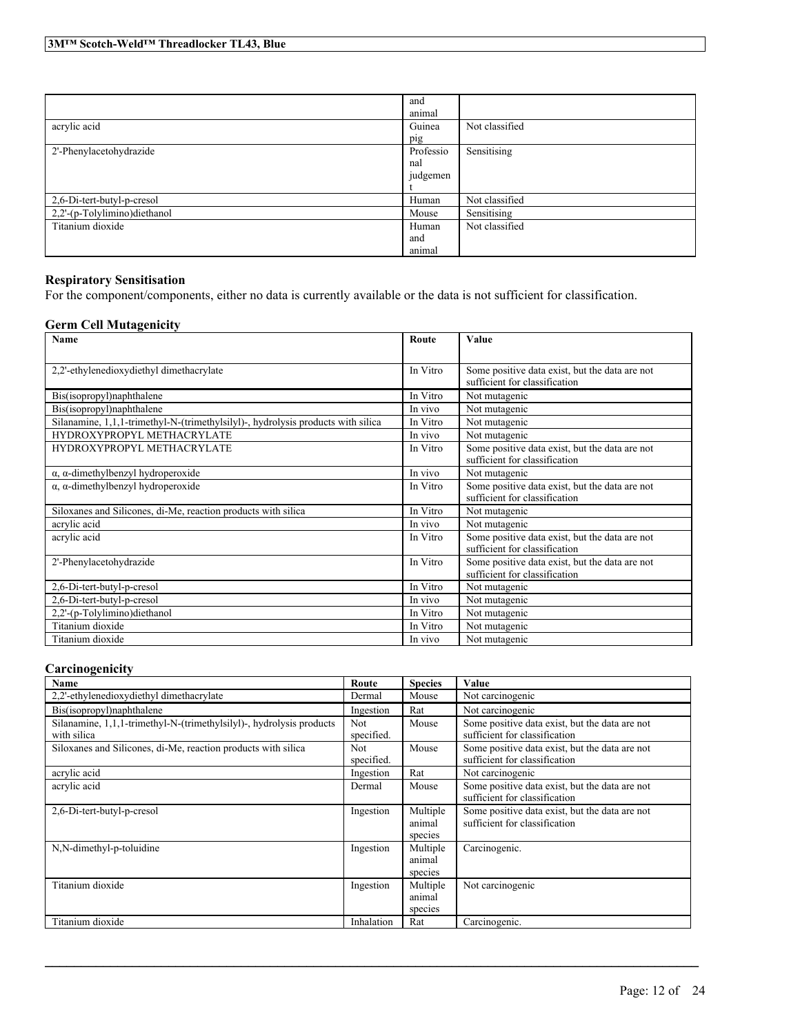| | | |
|---|---|---|
| | and animal | |
| acrylic acid | Guinea pig | Not classified |
| 2'-Phenylacetohydrazide | Professional judgement | Sensitising |
| 2,6-Di-tert-butyl-p-cresol | Human | Not classified |
| 2,2'-(p-Tolylimino)diethanol | Mouse | Sensitising |
| Titanium dioxide | Human and animal | Not classified |

**Respiratory Sensitisation**

For the component/components, either no data is currently available or the data is not sufficient for classification.

**Germ Cell Mutagenicity**

| Name | Route | Value |
|---|---|---|
| 2,2'-ethylenedioxydiethyl dimethacrylate | In Vitro | Some positive data exist, but the data are not sufficient for classification |
| Bis(isopropyl)naphthalene | In Vitro | Not mutagenic |
| Bis(isopropyl)naphthalene | In vivo | Not mutagenic |
| Silanamine, 1,1,1-trimethyl-N-(trimethylsilyl)-, hydrolysis products with silica | In Vitro | Not mutagenic |
| HYDROXYPROPYL METHACRYLATE | In vivo | Not mutagenic |
| HYDROXYPROPYL METHACRYLATE | In Vitro | Some positive data exist, but the data are not sufficient for classification |
| α, α-dimethylbenzyl hydroperoxide | In vivo | Not mutagenic |
| α, α-dimethylbenzyl hydroperoxide | In Vitro | Some positive data exist, but the data are not sufficient for classification |
| Siloxanes and Silicones, di-Me, reaction products with silica | In Vitro | Not mutagenic |
| acrylic acid | In vivo | Not mutagenic |
| acrylic acid | In Vitro | Some positive data exist, but the data are not sufficient for classification |
| 2'-Phenylacetohydrazide | In Vitro | Some positive data exist, but the data are not sufficient for classification |
| 2,6-Di-tert-butyl-p-cresol | In Vitro | Not mutagenic |
| 2,6-Di-tert-butyl-p-cresol | In vivo | Not mutagenic |
| 2,2'-(p-Tolylimino)diethanol | In Vitro | Not mutagenic |
| Titanium dioxide | In Vitro | Not mutagenic |
| Titanium dioxide | In vivo | Not mutagenic |

**Carcinogenicity**

| Name | Route | Species | Value |
|---|---|---|---|
| 2,2'-ethylenedioxydiethyl dimethacrylate | Dermal | Mouse | Not carcinogenic |
| Bis(isopropyl)naphthalene | Ingestion | Rat | Not carcinogenic |
| Silanamine, 1,1,1-trimethyl-N-(trimethylsilyl)-, hydrolysis products with silica | Not specified. | Mouse | Some positive data exist, but the data are not sufficient for classification |
| Siloxanes and Silicones, di-Me, reaction products with silica | Not specified. | Mouse | Some positive data exist, but the data are not sufficient for classification |
| acrylic acid | Ingestion | Rat | Not carcinogenic |
| acrylic acid | Dermal | Mouse | Some positive data exist, but the data are not sufficient for classification |
| 2,6-Di-tert-butyl-p-cresol | Ingestion | Multiple animal species | Some positive data exist, but the data are not sufficient for classification |
| N,N-dimethyl-p-toluidine | Ingestion | Multiple animal species | Carcinogenic. |
| Titanium dioxide | Ingestion | Multiple animal species | Not carcinogenic |
| Titanium dioxide | Inhalation | Rat | Carcinogenic. |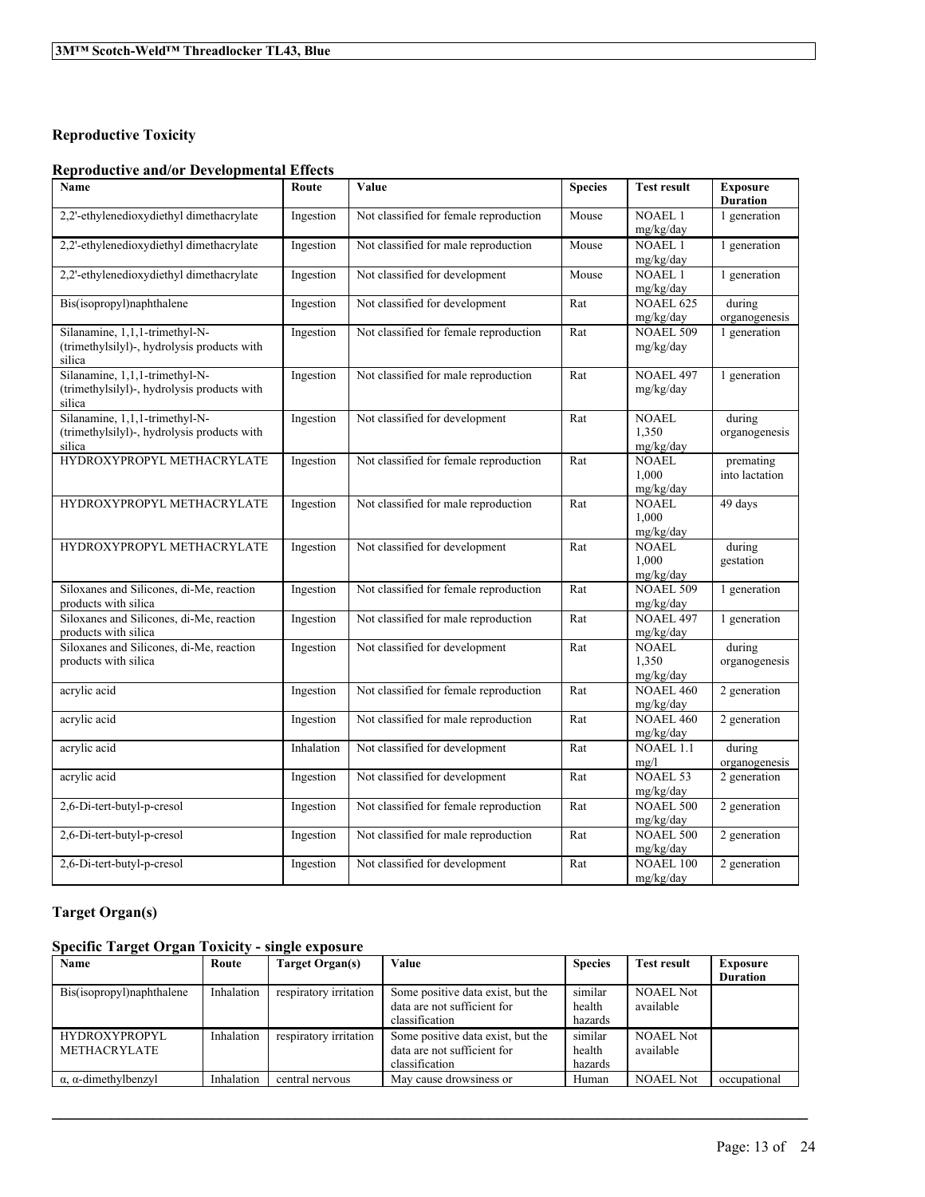## Reproductive Toxicity

### Reproductive and/or Developmental Effects

| Name | Route | Value | Species | Test result | Exposure Duration |
|---|---|---|---|---|---|
| 2,2'-ethylenedioxydiethyl dimethacrylate | Ingestion | Not classified for female reproduction | Mouse | NOAEL 1 mg/kg/day | 1 generation |
| 2,2'-ethylenedioxydiethyl dimethacrylate | Ingestion | Not classified for male reproduction | Mouse | NOAEL 1 mg/kg/day | 1 generation |
| 2,2'-ethylenedioxydiethyl dimethacrylate | Ingestion | Not classified for development | Mouse | NOAEL 1 mg/kg/day | 1 generation |
| Bis(isopropyl)naphthalene | Ingestion | Not classified for development | Rat | NOAEL 625 mg/kg/day | during organogenesis |
| Silanamine, 1,1,1-trimethyl-N-(trimethylsilyl)-, hydrolysis products with silica | Ingestion | Not classified for female reproduction | Rat | NOAEL 509 mg/kg/day | 1 generation |
| Silanamine, 1,1,1-trimethyl-N-(trimethylsilyl)-, hydrolysis products with silica | Ingestion | Not classified for male reproduction | Rat | NOAEL 497 mg/kg/day | 1 generation |
| Silanamine, 1,1,1-trimethyl-N-(trimethylsilyl)-, hydrolysis products with silica | Ingestion | Not classified for development | Rat | NOAEL 1,350 mg/kg/day | during organogenesis |
| HYDROXYPROPYL METHACRYLATE | Ingestion | Not classified for female reproduction | Rat | NOAEL 1,000 mg/kg/day | premating into lactation |
| HYDROXYPROPYL METHACRYLATE | Ingestion | Not classified for male reproduction | Rat | NOAEL 1,000 mg/kg/day | 49 days |
| HYDROXYPROPYL METHACRYLATE | Ingestion | Not classified for development | Rat | NOAEL 1,000 mg/kg/day | during gestation |
| Siloxanes and Silicones, di-Me, reaction products with silica | Ingestion | Not classified for female reproduction | Rat | NOAEL 509 mg/kg/day | 1 generation |
| Siloxanes and Silicones, di-Me, reaction products with silica | Ingestion | Not classified for male reproduction | Rat | NOAEL 497 mg/kg/day | 1 generation |
| Siloxanes and Silicones, di-Me, reaction products with silica | Ingestion | Not classified for development | Rat | NOAEL 1,350 mg/kg/day | during organogenesis |
| acrylic acid | Ingestion | Not classified for female reproduction | Rat | NOAEL 460 mg/kg/day | 2 generation |
| acrylic acid | Ingestion | Not classified for male reproduction | Rat | NOAEL 460 mg/kg/day | 2 generation |
| acrylic acid | Inhalation | Not classified for development | Rat | NOAEL 1.1 mg/l | during organogenesis |
| acrylic acid | Ingestion | Not classified for development | Rat | NOAEL 53 mg/kg/day | 2 generation |
| 2,6-Di-tert-butyl-p-cresol | Ingestion | Not classified for female reproduction | Rat | NOAEL 500 mg/kg/day | 2 generation |
| 2,6-Di-tert-butyl-p-cresol | Ingestion | Not classified for male reproduction | Rat | NOAEL 500 mg/kg/day | 2 generation |
| 2,6-Di-tert-butyl-p-cresol | Ingestion | Not classified for development | Rat | NOAEL 100 mg/kg/day | 2 generation |

## Target Organ(s)

### Specific Target Organ Toxicity - single exposure

| Name | Route | Target Organ(s) | Value | Species | Test result | Exposure Duration |
|---|---|---|---|---|---|---|
| Bis(isopropyl)naphthalene | Inhalation | respiratory irritation | Some positive data exist, but the data are not sufficient for classification | similar health hazards | NOAEL Not available | |
| HYDROXYPROPYL METHACRYLATE | Inhalation | respiratory irritation | Some positive data exist, but the data are not sufficient for classification | similar health hazards | NOAEL Not available | |
| α, α-dimethylbenzyl | Inhalation | central nervous | May cause drowsiness or | Human | NOAEL Not | occupational |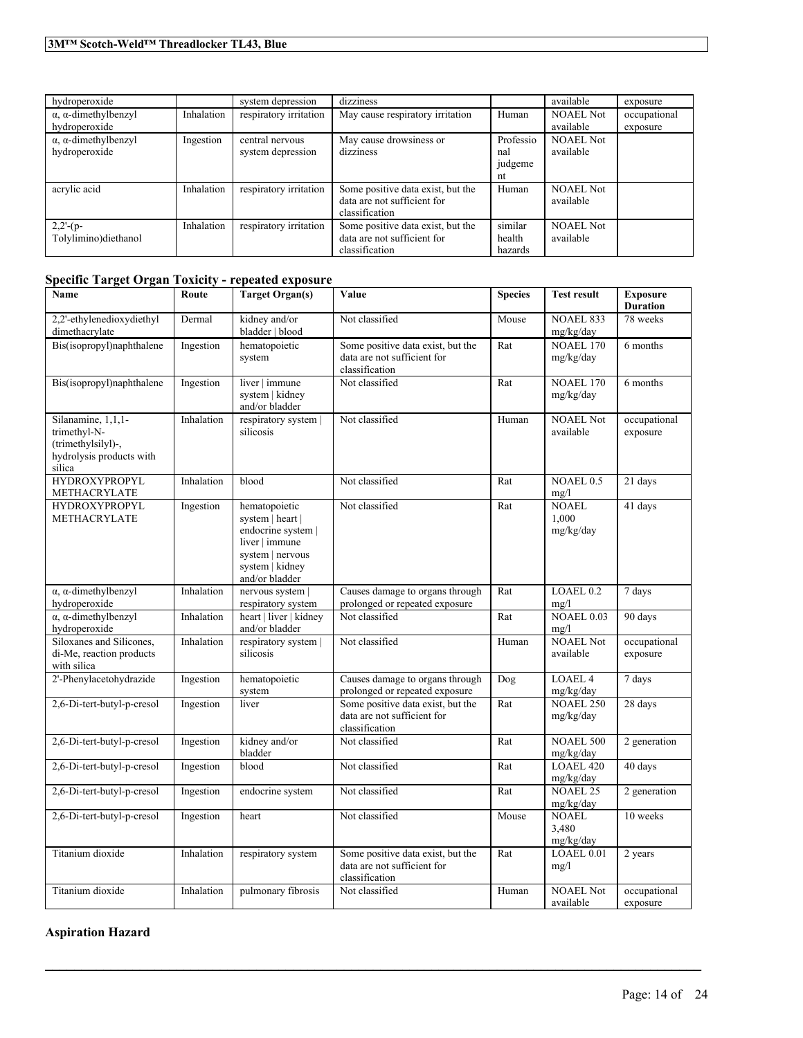| hydroperoxide | | system depression | dizziness | | available | exposure |
|---|---|---|---|---|---|---|
| α, α-dimethylbenzyl hydroperoxide | Inhalation | respiratory irritation | May cause respiratory irritation | Human | NOAEL Not available | occupational exposure |
| α, α-dimethylbenzyl hydroperoxide | Ingestion | central nervous system depression | May cause drowsiness or dizziness | Professional judgement | NOAEL Not available | |
| acrylic acid | Inhalation | respiratory irritation | Some positive data exist, but the data are not sufficient for classification | Human | NOAEL Not available | |
| 2,2'-(p-Tolylimino)diethanol | Inhalation | respiratory irritation | Some positive data exist, but the data are not sufficient for classification | similar health hazards | NOAEL Not available | |

## Specific Target Organ Toxicity - repeated exposure

| Name | Route | Target Organ(s) | Value | Species | Test result | Exposure Duration |
|---|---|---|---|---|---|---|
| 2,2'-ethylenedioxydiethyl dimethacrylate | Dermal | kidney and/or bladder \| blood | Not classified | Mouse | NOAEL 833 mg/kg/day | 78 weeks |
| Bis(isopropyl)naphthalene | Ingestion | hematopoietic system | Some positive data exist, but the data are not sufficient for classification | Rat | NOAEL 170 mg/kg/day | 6 months |
| Bis(isopropyl)naphthalene | Ingestion | liver \| immune system \| kidney and/or bladder | Not classified | Rat | NOAEL 170 mg/kg/day | 6 months |
| Silanamine, 1,1,1-trimethyl-N-(trimethylsilyl)-, hydrolysis products with silica | Inhalation | respiratory system \| silicosis | Not classified | Human | NOAEL Not available | occupational exposure |
| HYDROXYPROPYL METHACRYLATE | Inhalation | blood | Not classified | Rat | NOAEL 0.5 mg/l | 21 days |
| HYDROXYPROPYL METHACRYLATE | Ingestion | hematopoietic system \| heart \| endocrine system \| liver \| immune system \| nervous system \| kidney and/or bladder | Not classified | Rat | NOAEL 1,000 mg/kg/day | 41 days |
| α, α-dimethylbenzyl hydroperoxide | Inhalation | nervous system \| respiratory system | Causes damage to organs through prolonged or repeated exposure | Rat | LOAEL 0.2 mg/l | 7 days |
| α, α-dimethylbenzyl hydroperoxide | Inhalation | heart \| liver \| kidney and/or bladder | Not classified | Rat | NOAEL 0.03 mg/l | 90 days |
| Siloxanes and Silicones, di-Me, reaction products with silica | Inhalation | respiratory system \| silicosis | Not classified | Human | NOAEL Not available | occupational exposure |
| 2'-Phenylacetohydrazide | Ingestion | hematopoietic system | Causes damage to organs through prolonged or repeated exposure | Dog | LOAEL 4 mg/kg/day | 7 days |
| 2,6-Di-tert-butyl-p-cresol | Ingestion | liver | Some positive data exist, but the data are not sufficient for classification | Rat | NOAEL 250 mg/kg/day | 28 days |
| 2,6-Di-tert-butyl-p-cresol | Ingestion | kidney and/or bladder | Not classified | Rat | NOAEL 500 mg/kg/day | 2 generation |
| 2,6-Di-tert-butyl-p-cresol | Ingestion | blood | Not classified | Rat | LOAEL 420 mg/kg/day | 40 days |
| 2,6-Di-tert-butyl-p-cresol | Ingestion | endocrine system | Not classified | Rat | NOAEL 25 mg/kg/day | 2 generation |
| 2,6-Di-tert-butyl-p-cresol | Ingestion | heart | Not classified | Mouse | NOAEL 3,480 mg/kg/day | 10 weeks |
| Titanium dioxide | Inhalation | respiratory system | Some positive data exist, but the data are not sufficient for classification | Rat | LOAEL 0.01 mg/l | 2 years |
| Titanium dioxide | Inhalation | pulmonary fibrosis | Not classified | Human | NOAEL Not available | occupational exposure |

## Aspiration Hazard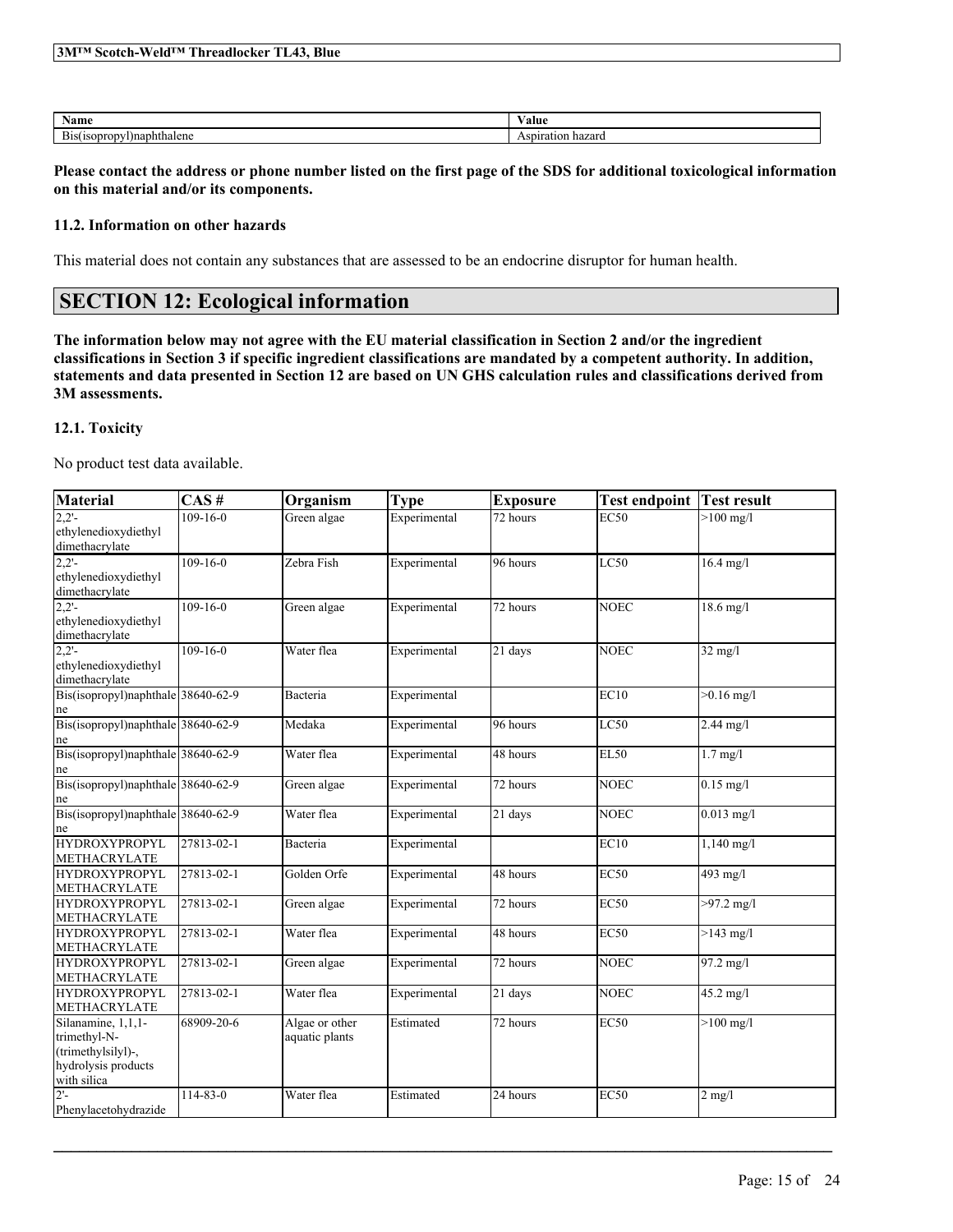| Name | Value |
| --- | --- |
| Bis(isopropyl)naphthalene | Aspiration hazard |

**Please contact the address or phone number listed on the first page of the SDS for additional toxicological information on this material and/or its components.**

### 11.2. Information on other hazards

This material does not contain any substances that are assessed to be an endocrine disruptor for human health.

## SECTION 12: Ecological information

**The information below may not agree with the EU material classification in Section 2 and/or the ingredient classifications in Section 3 if specific ingredient classifications are mandated by a competent authority. In addition, statements and data presented in Section 12 are based on UN GHS calculation rules and classifications derived from 3M assessments.**

### 12.1. Toxicity

No product test data available.

| Material | CAS # | Organism | Type | Exposure | Test endpoint | Test result |
| --- | --- | --- | --- | --- | --- | --- |
| 2,2'-ethylenedioxydiethyl dimethacrylate | 109-16-0 | Green algae | Experimental | 72 hours | EC50 | >100 mg/l |
| 2,2'-ethylenedioxydiethyl dimethacrylate | 109-16-0 | Zebra Fish | Experimental | 96 hours | LC50 | 16.4 mg/l |
| 2,2'-ethylenedioxydiethyl dimethacrylate | 109-16-0 | Green algae | Experimental | 72 hours | NOEC | 18.6 mg/l |
| 2,2'-ethylenedioxydiethyl dimethacrylate | 109-16-0 | Water flea | Experimental | 21 days | NOEC | 32 mg/l |
| Bis(isopropyl)naphthalene | 38640-62-9 | Bacteria | Experimental | | EC10 | >0.16 mg/l |
| Bis(isopropyl)naphthalene | 38640-62-9 | Medaka | Experimental | 96 hours | LC50 | 2.44 mg/l |
| Bis(isopropyl)naphthalene | 38640-62-9 | Water flea | Experimental | 48 hours | EL50 | 1.7 mg/l |
| Bis(isopropyl)naphthalene | 38640-62-9 | Green algae | Experimental | 72 hours | NOEC | 0.15 mg/l |
| Bis(isopropyl)naphthalene | 38640-62-9 | Water flea | Experimental | 21 days | NOEC | 0.013 mg/l |
| HYDROXYPROPYL METHACRYLATE | 27813-02-1 | Bacteria | Experimental | | EC10 | 1,140 mg/l |
| HYDROXYPROPYL METHACRYLATE | 27813-02-1 | Golden Orfe | Experimental | 48 hours | EC50 | 493 mg/l |
| HYDROXYPROPYL METHACRYLATE | 27813-02-1 | Green algae | Experimental | 72 hours | EC50 | >97.2 mg/l |
| HYDROXYPROPYL METHACRYLATE | 27813-02-1 | Water flea | Experimental | 48 hours | EC50 | >143 mg/l |
| HYDROXYPROPYL METHACRYLATE | 27813-02-1 | Green algae | Experimental | 72 hours | NOEC | 97.2 mg/l |
| HYDROXYPROPYL METHACRYLATE | 27813-02-1 | Water flea | Experimental | 21 days | NOEC | 45.2 mg/l |
| Silanamine, 1,1,1-trimethyl-N-(trimethylsilyl)-, hydrolysis products with silica | 68909-20-6 | Algae or other aquatic plants | Estimated | 72 hours | EC50 | >100 mg/l |
| 2'-Phenylacetohydrazide | 114-83-0 | Water flea | Estimated | 24 hours | EC50 | 2 mg/l |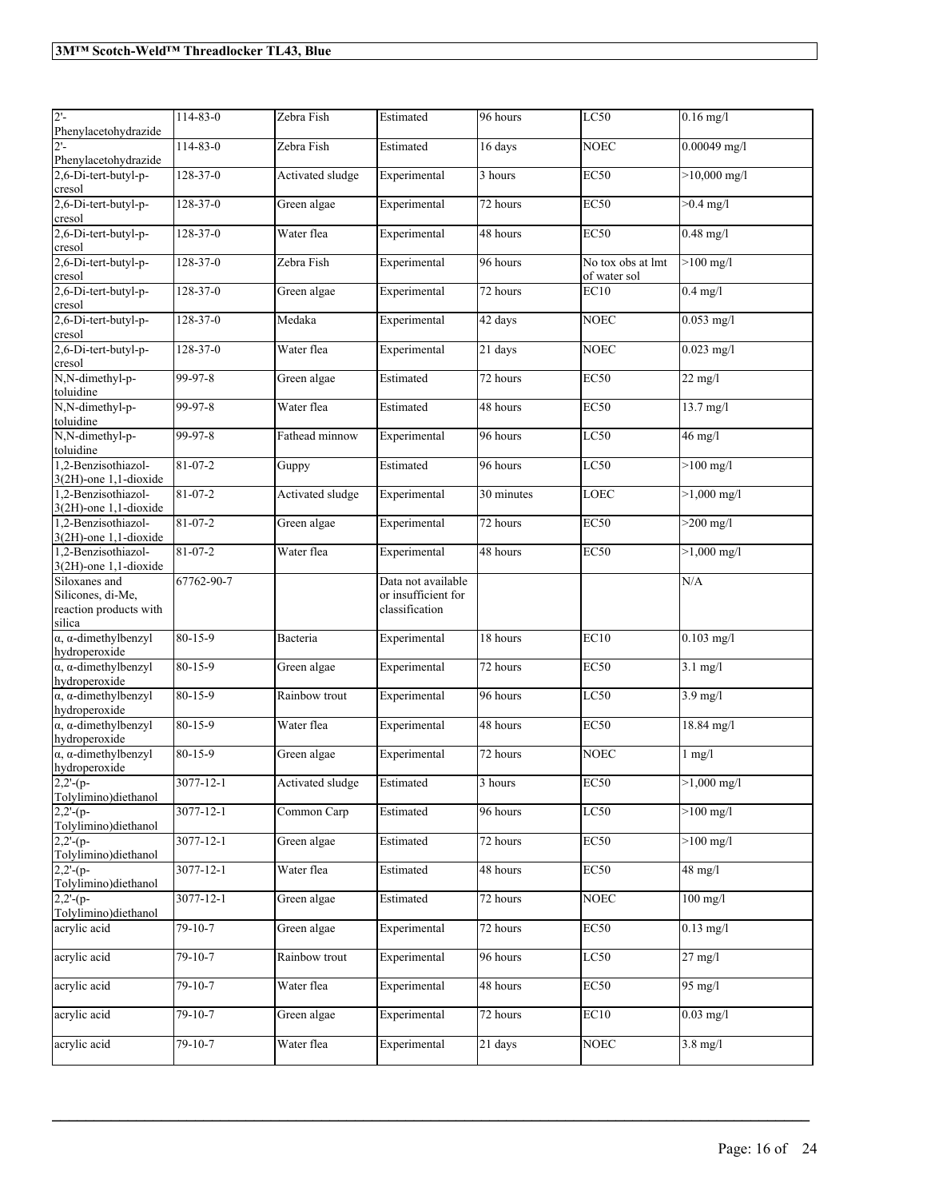| | | | | | | |
|---|---|---|---|---|---|---|
| 2'-Phenylacetohydrazide | 114-83-0 | Zebra Fish | Estimated | 96 hours | LC50 | 0.16 mg/l |
| 2'-Phenylacetohydrazide | 114-83-0 | Zebra Fish | Estimated | 16 days | NOEC | 0.00049 mg/l |
| 2,6-Di-tert-butyl-p-cresol | 128-37-0 | Activated sludge | Experimental | 3 hours | EC50 | >10,000 mg/l |
| 2,6-Di-tert-butyl-p-cresol | 128-37-0 | Green algae | Experimental | 72 hours | EC50 | >0.4 mg/l |
| 2,6-Di-tert-butyl-p-cresol | 128-37-0 | Water flea | Experimental | 48 hours | EC50 | 0.48 mg/l |
| 2,6-Di-tert-butyl-p-cresol | 128-37-0 | Zebra Fish | Experimental | 96 hours | No tox obs at lmt of water sol | >100 mg/l |
| 2,6-Di-tert-butyl-p-cresol | 128-37-0 | Green algae | Experimental | 72 hours | EC10 | 0.4 mg/l |
| 2,6-Di-tert-butyl-p-cresol | 128-37-0 | Medaka | Experimental | 42 days | NOEC | 0.053 mg/l |
| 2,6-Di-tert-butyl-p-cresol | 128-37-0 | Water flea | Experimental | 21 days | NOEC | 0.023 mg/l |
| N,N-dimethyl-p-toluidine | 99-97-8 | Green algae | Estimated | 72 hours | EC50 | 22 mg/l |
| N,N-dimethyl-p-toluidine | 99-97-8 | Water flea | Estimated | 48 hours | EC50 | 13.7 mg/l |
| N,N-dimethyl-p-toluidine | 99-97-8 | Fathead minnow | Experimental | 96 hours | LC50 | 46 mg/l |
| 1,2-Benzisothiazol-3(2H)-one 1,1-dioxide | 81-07-2 | Guppy | Estimated | 96 hours | LC50 | >100 mg/l |
| 1,2-Benzisothiazol-3(2H)-one 1,1-dioxide | 81-07-2 | Activated sludge | Experimental | 30 minutes | LOEC | >1,000 mg/l |
| 1,2-Benzisothiazol-3(2H)-one 1,1-dioxide | 81-07-2 | Green algae | Experimental | 72 hours | EC50 | >200 mg/l |
| 1,2-Benzisothiazol-3(2H)-one 1,1-dioxide | 81-07-2 | Water flea | Experimental | 48 hours | EC50 | >1,000 mg/l |
| Siloxanes and Silicones, di-Me, reaction products with silica | 67762-90-7 | | Data not available or insufficient for classification | | | N/A |
| α, α-dimethylbenzyl hydroperoxide | 80-15-9 | Bacteria | Experimental | 18 hours | EC10 | 0.103 mg/l |
| α, α-dimethylbenzyl hydroperoxide | 80-15-9 | Green algae | Experimental | 72 hours | EC50 | 3.1 mg/l |
| α, α-dimethylbenzyl hydroperoxide | 80-15-9 | Rainbow trout | Experimental | 96 hours | LC50 | 3.9 mg/l |
| α, α-dimethylbenzyl hydroperoxide | 80-15-9 | Water flea | Experimental | 48 hours | EC50 | 18.84 mg/l |
| α, α-dimethylbenzyl hydroperoxide | 80-15-9 | Green algae | Experimental | 72 hours | NOEC | 1 mg/l |
| 2,2'-(p-Tolylimino)diethanol | 3077-12-1 | Activated sludge | Estimated | 3 hours | EC50 | >1,000 mg/l |
| 2,2'-(p-Tolylimino)diethanol | 3077-12-1 | Common Carp | Estimated | 96 hours | LC50 | >100 mg/l |
| 2,2'-(p-Tolylimino)diethanol | 3077-12-1 | Green algae | Estimated | 72 hours | EC50 | >100 mg/l |
| 2,2'-(p-Tolylimino)diethanol | 3077-12-1 | Water flea | Estimated | 48 hours | EC50 | 48 mg/l |
| 2,2'-(p-Tolylimino)diethanol | 3077-12-1 | Green algae | Estimated | 72 hours | NOEC | 100 mg/l |
| acrylic acid | 79-10-7 | Green algae | Experimental | 72 hours | EC50 | 0.13 mg/l |
| acrylic acid | 79-10-7 | Rainbow trout | Experimental | 96 hours | LC50 | 27 mg/l |
| acrylic acid | 79-10-7 | Water flea | Experimental | 48 hours | EC50 | 95 mg/l |
| acrylic acid | 79-10-7 | Green algae | Experimental | 72 hours | EC10 | 0.03 mg/l |
| acrylic acid | 79-10-7 | Water flea | Experimental | 21 days | NOEC | 3.8 mg/l |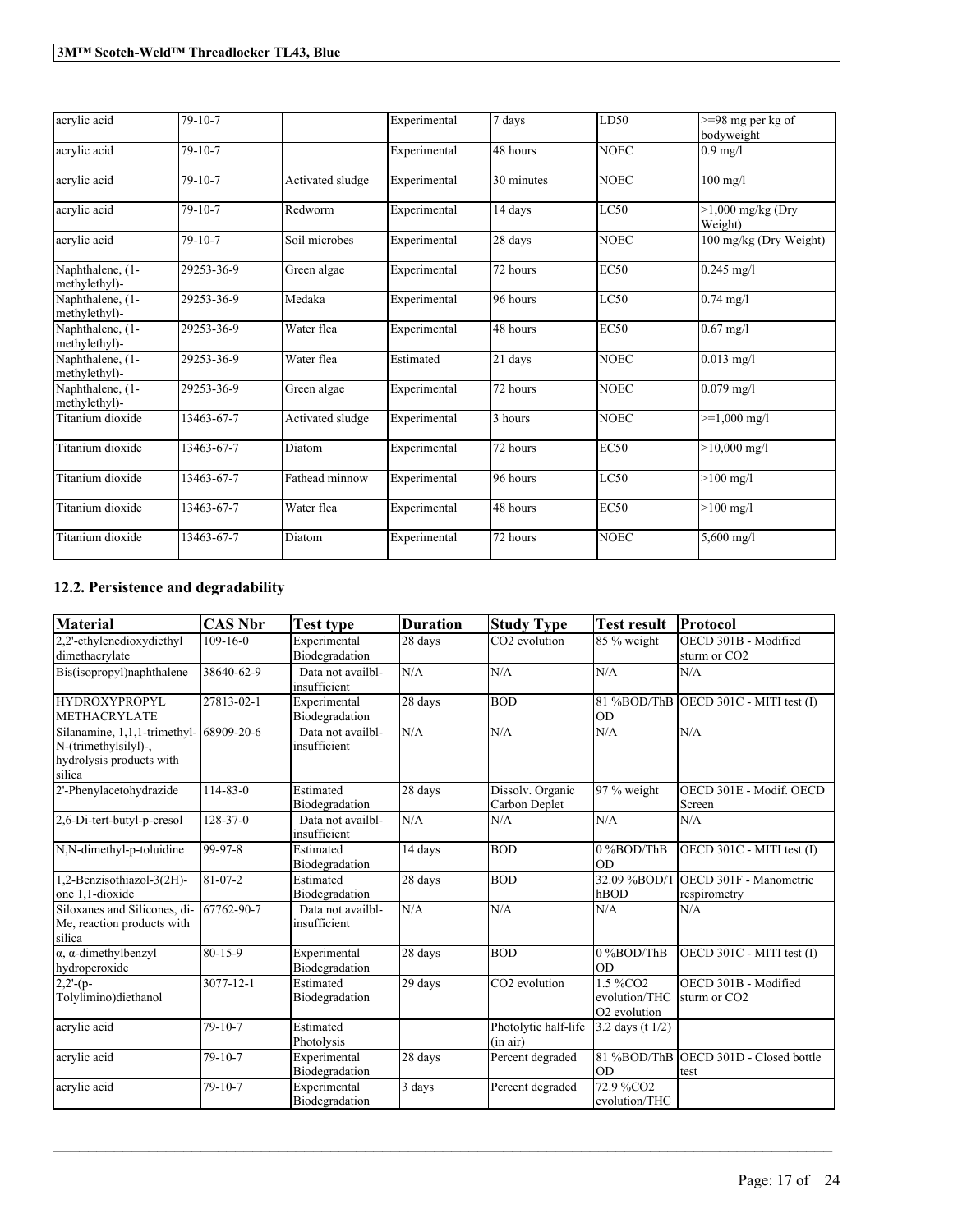| | | | | | | |
|---|---|---|---|---|---|---|
| acrylic acid | 79-10-7 | | Experimental | 7 days | LD50 | >=98 mg per kg of bodyweight |
| acrylic acid | 79-10-7 | | Experimental | 48 hours | NOEC | 0.9 mg/l |
| acrylic acid | 79-10-7 | Activated sludge | Experimental | 30 minutes | NOEC | 100 mg/l |
| acrylic acid | 79-10-7 | Redworm | Experimental | 14 days | LC50 | >1,000 mg/kg (Dry Weight) |
| acrylic acid | 79-10-7 | Soil microbes | Experimental | 28 days | NOEC | 100 mg/kg (Dry Weight) |
| Naphthalene, (1-methylethyl)- | 29253-36-9 | Green algae | Experimental | 72 hours | EC50 | 0.245 mg/l |
| Naphthalene, (1-methylethyl)- | 29253-36-9 | Medaka | Experimental | 96 hours | LC50 | 0.74 mg/l |
| Naphthalene, (1-methylethyl)- | 29253-36-9 | Water flea | Experimental | 48 hours | EC50 | 0.67 mg/l |
| Naphthalene, (1-methylethyl)- | 29253-36-9 | Water flea | Estimated | 21 days | NOEC | 0.013 mg/l |
| Naphthalene, (1-methylethyl)- | 29253-36-9 | Green algae | Experimental | 72 hours | NOEC | 0.079 mg/l |
| Titanium dioxide | 13463-67-7 | Activated sludge | Experimental | 3 hours | NOEC | >=1,000 mg/l |
| Titanium dioxide | 13463-67-7 | Diatom | Experimental | 72 hours | EC50 | >10,000 mg/l |
| Titanium dioxide | 13463-67-7 | Fathead minnow | Experimental | 96 hours | LC50 | >100 mg/l |
| Titanium dioxide | 13463-67-7 | Water flea | Experimental | 48 hours | EC50 | >100 mg/l |
| Titanium dioxide | 13463-67-7 | Diatom | Experimental | 72 hours | NOEC | 5,600 mg/l |

## 12.2. Persistence and degradability

| Material | CAS Nbr | Test type | Duration | Study Type | Test result | Protocol |
|---|---|---|---|---|---|---|
| 2,2'-ethylenedioxydiethyl dimethacrylate | 109-16-0 | Experimental Biodegradation | 28 days | $CO_2$ evolution | 85 % weight | OECD 301B - Modified sturm or $CO_2$ |
| Bis(isopropyl)naphthalene | 38640-62-9 | Data not availbl-insufficient | N/A | N/A | N/A | N/A |
| HYDROXYPROPYL METHACRYLATE | 27813-02-1 | Experimental Biodegradation | 28 days | BOD | 81 %BOD/ThBOD | OECD 301C - MITI test (I) |
| Silanamine, 1,1,1-trimethyl-N-(trimethylsilyl)-, hydrolysis products with silica | 68909-20-6 | Data not availbl-insufficient | N/A | N/A | N/A | N/A |
| 2'-Phenylacetohydrazide | 114-83-0 | Estimated Biodegradation | 28 days | Dissolv. Organic Carbon Deplet | 97 % weight | OECD 301E - Modif. OECD Screen |
| 2,6-Di-tert-butyl-p-cresol | 128-37-0 | Data not availbl-insufficient | N/A | N/A | N/A | N/A |
| N,N-dimethyl-p-toluidine | 99-97-8 | Estimated Biodegradation | 14 days | BOD | 0 %BOD/ThBOD | OECD 301C - MITI test (I) |
| 1,2-Benzisothiazol-3(2H)-one 1,1-dioxide | 81-07-2 | Estimated Biodegradation | 28 days | BOD | 32.09 %BOD/ThBOD | OECD 301F - Manometric respirometry |
| Siloxanes and Silicones, di-Me, reaction products with silica | 67762-90-7 | Data not availbl-insufficient | N/A | N/A | N/A | N/A |
| α, α-dimethylbenzyl hydroperoxide | 80-15-9 | Experimental Biodegradation | 28 days | BOD | 0 %BOD/ThBOD | OECD 301C - MITI test (I) |
| 2,2'-(p-Tolylimino)diethanol | 3077-12-1 | Estimated Biodegradation | 29 days | $CO_2$ evolution | 1.5 %$CO_2$ evolution/THC $O_2$ evolution | OECD 301B - Modified sturm or $CO_2$ |
| acrylic acid | 79-10-7 | Estimated Photolysis | | Photolytic half-life (in air) | 3.2 days (t 1/2) | |
| acrylic acid | 79-10-7 | Experimental Biodegradation | 28 days | Percent degraded | 81 %BOD/ThBOD | OECD 301D - Closed bottle test |
| acrylic acid | 79-10-7 | Experimental Biodegradation | 3 days | Percent degraded | 72.9 %$CO_2$ evolution/THC | |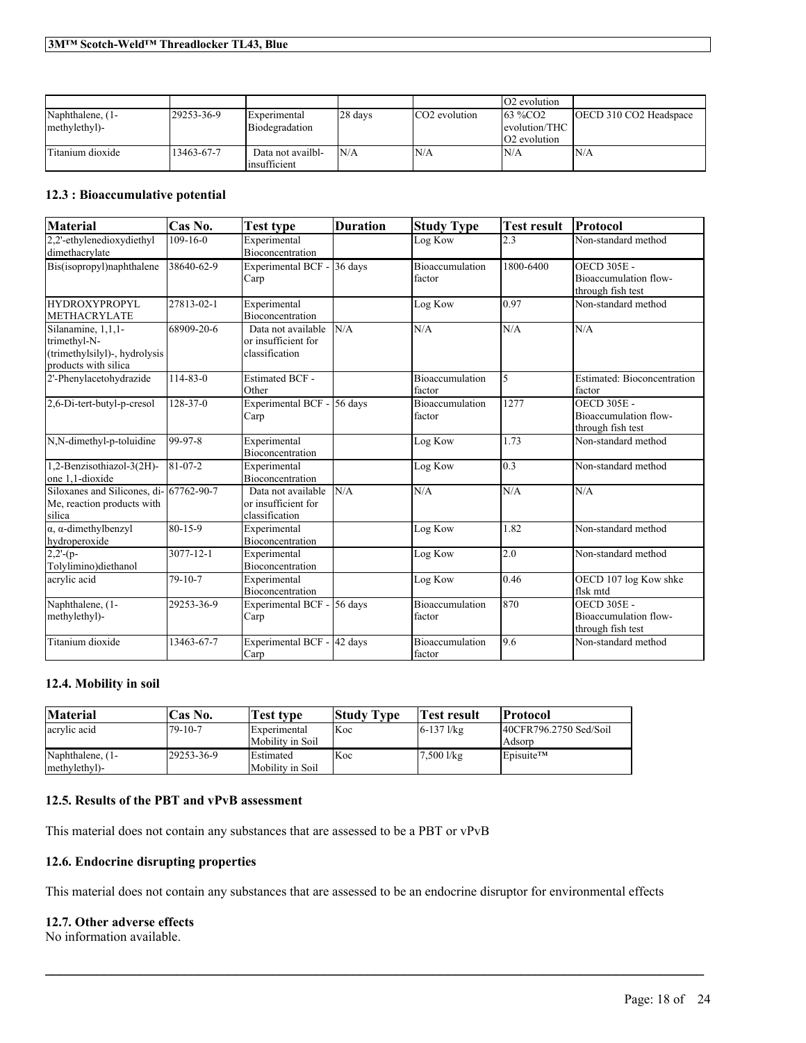| | | | | | O2 evolution | |
|---|---|---|---|---|---|---|
| Naphthalene, (1-methylethyl)- | 29253-36-9 | Experimental Biodegradation | 28 days | $CO_2$ evolution | 63 %$CO_2$ evolution/THC $O_2$ evolution | OECD 310 $CO_2$ Headspace |
| Titanium dioxide | 13463-67-7 | Data not availbl-insufficient | N/A | N/A | N/A | N/A |

### 12.3 : Bioaccumulative potential

| Material | Cas No. | Test type | Duration | Study Type | Test result | Protocol |
|---|---|---|---|---|---|---|
| 2,2'-ethylenedioxydiethyl dimethacrylate | 109-16-0 | Experimental Bioconcentration | | Log Kow | 2.3 | Non-standard method |
| Bis(isopropyl)naphthalene | 38640-62-9 | Experimental BCF - Carp | 36 days | Bioaccumulation factor | 1800-6400 | OECD 305E - Bioaccumulation flow-through fish test |
| HYDROXYPROPYL METHACRYLATE | 27813-02-1 | Experimental Bioconcentration | | Log Kow | 0.97 | Non-standard method |
| Silanamine, 1,1,1-trimethyl-N-(trimethylsilyl)-, hydrolysis products with silica | 68909-20-6 | Data not available or insufficient for classification | N/A | N/A | N/A | N/A |
| 2'-Phenylacetohydrazide | 114-83-0 | Estimated BCF - Other | | Bioaccumulation factor | 5 | Estimated: Bioconcentration factor |
| 2,6-Di-tert-butyl-p-cresol | 128-37-0 | Experimental BCF - Carp | 56 days | Bioaccumulation factor | 1277 | OECD 305E - Bioaccumulation flow-through fish test |
| N,N-dimethyl-p-toluidine | 99-97-8 | Experimental Bioconcentration | | Log Kow | 1.73 | Non-standard method |
| 1,2-Benzisothiazol-3(2H)-one 1,1-dioxide | 81-07-2 | Experimental Bioconcentration | | Log Kow | 0.3 | Non-standard method |
| Siloxanes and Silicones, di-Me, reaction products with silica | 67762-90-7 | Data not available or insufficient for classification | N/A | N/A | N/A | N/A |
| α, α-dimethylbenzyl hydroperoxide | 80-15-9 | Experimental Bioconcentration | | Log Kow | 1.82 | Non-standard method |
| 2,2'-(p-Tolylimino)diethanol | 3077-12-1 | Experimental Bioconcentration | | Log Kow | 2.0 | Non-standard method |
| acrylic acid | 79-10-7 | Experimental Bioconcentration | | Log Kow | 0.46 | OECD 107 log Kow shke flsk mtd |
| Naphthalene, (1-methylethyl)- | 29253-36-9 | Experimental BCF - Carp | 56 days | Bioaccumulation factor | 870 | OECD 305E - Bioaccumulation flow-through fish test |
| Titanium dioxide | 13463-67-7 | Experimental BCF - Carp | 42 days | Bioaccumulation factor | 9.6 | Non-standard method |

### 12.4. Mobility in soil

| Material | Cas No. | Test type | Study Type | Test result | Protocol |
|---|---|---|---|---|---|
| acrylic acid | 79-10-7 | Experimental Mobility in Soil | Koc | 6-137 l/kg | 40CFR796.2750 Sed/Soil Adsorp |
| Naphthalene, (1-methylethyl)- | 29253-36-9 | Estimated Mobility in Soil | Koc | 7,500 l/kg | Episuite™ |

### 12.5. Results of the PBT and vPvB assessment

This material does not contain any substances that are assessed to be a PBT or vPvB

### 12.6. Endocrine disrupting properties

This material does not contain any substances that are assessed to be an endocrine disruptor for environmental effects

### 12.7. Other adverse effects

No information available.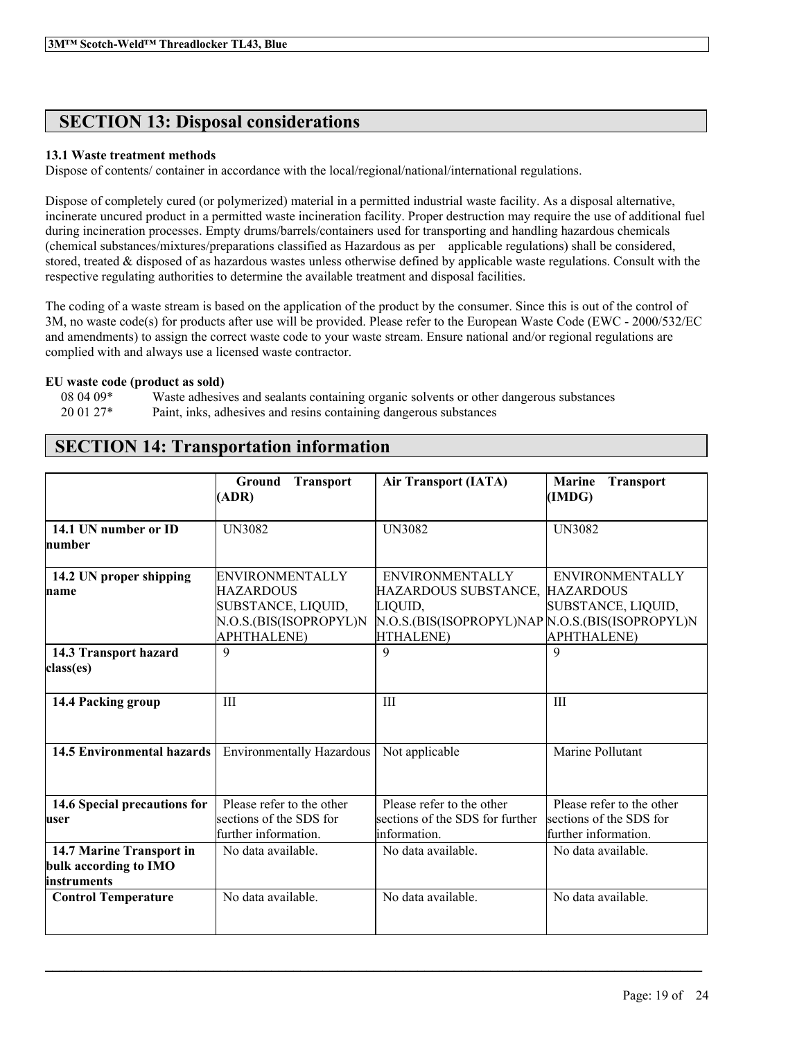## SECTION 13: Disposal considerations

**13.1 Waste treatment methods**
Dispose of contents/ container in accordance with the local/regional/national/international regulations.

Dispose of completely cured (or polymerized) material in a permitted industrial waste facility. As a disposal alternative, incinerate uncured product in a permitted waste incineration facility. Proper destruction may require the use of additional fuel during incineration processes. Empty drums/barrels/containers used for transporting and handling hazardous chemicals (chemical substances/mixtures/preparations classified as Hazardous as per applicable regulations) shall be considered, stored, treated & disposed of as hazardous wastes unless otherwise defined by applicable waste regulations. Consult with the respective regulating authorities to determine the available treatment and disposal facilities.

The coding of a waste stream is based on the application of the product by the consumer. Since this is out of the control of 3M, no waste code(s) for products after use will be provided. Please refer to the European Waste Code (EWC - 2000/532/EC and amendments) to assign the correct waste code to your waste stream. Ensure national and/or regional regulations are complied with and always use a licensed waste contractor.

**EU waste code (product as sold)**

08 04 09* Waste adhesives and sealants containing organic solvents or other dangerous substances
20 01 27* Paint, inks, adhesives and resins containing dangerous substances

## SECTION 14: Transportation information

| | Ground Transport (ADR) | Air Transport (IATA) | Marine Transport (IMDG) |
|---|---|---|---|
| **14.1 UN number or ID number** | UN3082 | UN3082 | UN3082 |
| **14.2 UN proper shipping name** | ENVIRONMENTALLY HAZARDOUS SUBSTANCE, LIQUID, N.O.S.(BIS(ISOPROPYL)NAPHTHALENE) | ENVIRONMENTALLY HAZARDOUS SUBSTANCE, LIQUID, N.O.S.(BIS(ISOPROPYL)NAPHTHALENE) | ENVIRONMENTALLY HAZARDOUS SUBSTANCE, LIQUID, N.O.S.(BIS(ISOPROPYL)NAPHTHALENE) |
| **14.3 Transport hazard class(es)** | 9 | 9 | 9 |
| **14.4 Packing group** | III | III | III |
| **14.5 Environmental hazards** | Environmentally Hazardous | Not applicable | Marine Pollutant |
| **14.6 Special precautions for user** | Please refer to the other sections of the SDS for further information. | Please refer to the other sections of the SDS for further information. | Please refer to the other sections of the SDS for further information. |
| **14.7 Marine Transport in bulk according to IMO instruments** | No data available. | No data available. | No data available. |
| **Control Temperature** | No data available. | No data available. | No data available. |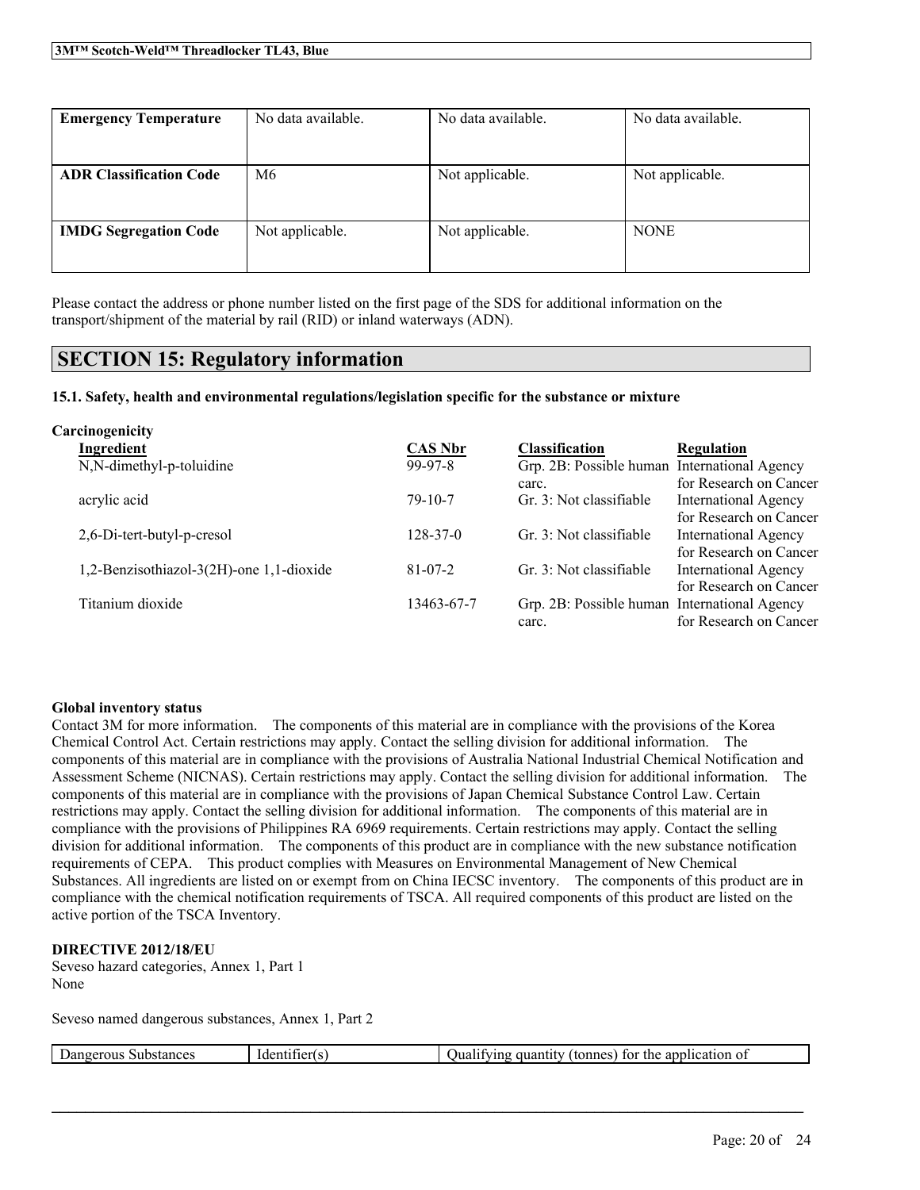| Emergency Temperature | No data available. | No data available. | No data available. |
| --- | --- | --- | --- |
| ADR Classification Code | M6 | Not applicable. | Not applicable. |
| IMDG Segregation Code | Not applicable. | Not applicable. | NONE |

Please contact the address or phone number listed on the first page of the SDS for additional information on the transport/shipment of the material by rail (RID) or inland waterways (ADN).

## SECTION 15: Regulatory information

### 15.1. Safety, health and environmental regulations/legislation specific for the substance or mixture

**Carcinogenicity**

| Ingredient | CAS Nbr | Classification | Regulation |
| --- | --- | --- | --- |
| N,N-dimethyl-p-toluidine | 99-97-8 | Grp. 2B: Possible human carc. | International Agency for Research on Cancer |
| acrylic acid | 79-10-7 | Gr. 3: Not classifiable | International Agency for Research on Cancer |
| 2,6-Di-tert-butyl-p-cresol | 128-37-0 | Gr. 3: Not classifiable | International Agency for Research on Cancer |
| 1,2-Benzisothiazol-3(2H)-one 1,1-dioxide | 81-07-2 | Gr. 3: Not classifiable | International Agency for Research on Cancer |
| Titanium dioxide | 13463-67-7 | Grp. 2B: Possible human carc. | International Agency for Research on Cancer |

**Global inventory status**

Contact 3M for more information. The components of this material are in compliance with the provisions of the Korea Chemical Control Act. Certain restrictions may apply. Contact the selling division for additional information. The components of this material are in compliance with the provisions of Australia National Industrial Chemical Notification and Assessment Scheme (NICNAS). Certain restrictions may apply. Contact the selling division for additional information. The components of this material are in compliance with the provisions of Japan Chemical Substance Control Law. Certain restrictions may apply. Contact the selling division for additional information. The components of this material are in compliance with the provisions of Philippines RA 6969 requirements. Certain restrictions may apply. Contact the selling division for additional information. The components of this product are in compliance with the new substance notification requirements of CEPA. This product complies with Measures on Environmental Management of New Chemical Substances. All ingredients are listed on or exempt from on China IECSC inventory. The components of this product are in compliance with the chemical notification requirements of TSCA. All required components of this product are listed on the active portion of the TSCA Inventory.

**DIRECTIVE 2012/18/EU**

Seveso hazard categories, Annex 1, Part 1
None

Seveso named dangerous substances, Annex 1, Part 2

| Dangerous Substances | Identifier(s) | Qualifying quantity (tonnes) for the application of |
| --- | --- | --- |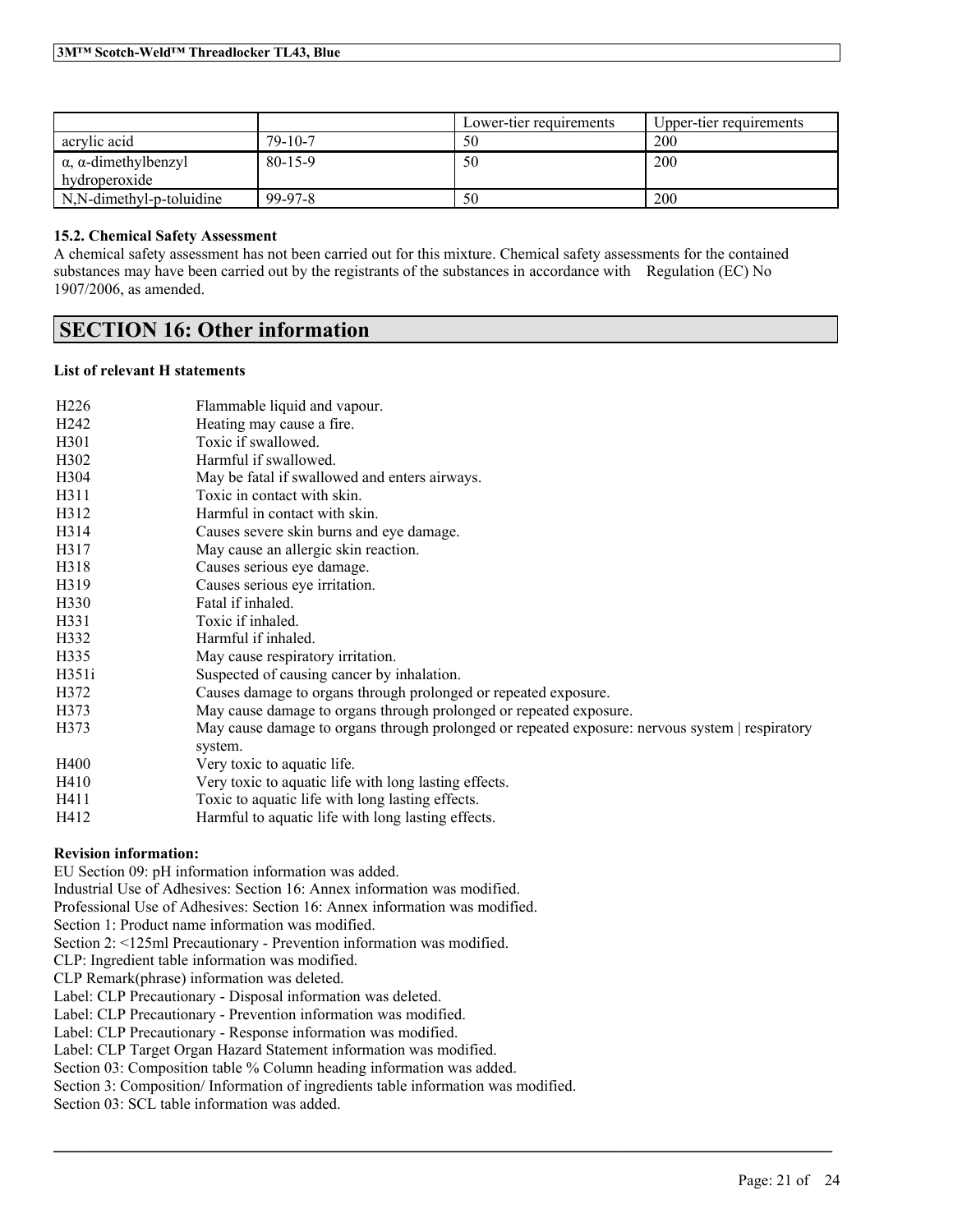| | | Lower-tier requirements | Upper-tier requirements |
|---|---|---|---|
| acrylic acid | 79-10-7 | 50 | 200 |
| α, α-dimethylbenzyl hydroperoxide | 80-15-9 | 50 | 200 |
| N,N-dimethyl-p-toluidine | 99-97-8 | 50 | 200 |

**15.2. Chemical Safety Assessment**

A chemical safety assessment has not been carried out for this mixture. Chemical safety assessments for the contained substances may have been carried out by the registrants of the substances in accordance with Regulation (EC) No 1907/2006, as amended.

## SECTION 16: Other information

**List of relevant H statements**

| | |
|---|---|
| H226 | Flammable liquid and vapour. |
| H242 | Heating may cause a fire. |
| H301 | Toxic if swallowed. |
| H302 | Harmful if swallowed. |
| H304 | May be fatal if swallowed and enters airways. |
| H311 | Toxic in contact with skin. |
| H312 | Harmful in contact with skin. |
| H314 | Causes severe skin burns and eye damage. |
| H317 | May cause an allergic skin reaction. |
| H318 | Causes serious eye damage. |
| H319 | Causes serious eye irritation. |
| H330 | Fatal if inhaled. |
| H331 | Toxic if inhaled. |
| H332 | Harmful if inhaled. |
| H335 | May cause respiratory irritation. |
| H351i | Suspected of causing cancer by inhalation. |
| H372 | Causes damage to organs through prolonged or repeated exposure. |
| H373 | May cause damage to organs through prolonged or repeated exposure. |
| H373 | May cause damage to organs through prolonged or repeated exposure: nervous system \| respiratory system. |
| H400 | Very toxic to aquatic life. |
| H410 | Very toxic to aquatic life with long lasting effects. |
| H411 | Toxic to aquatic life with long lasting effects. |
| H412 | Harmful to aquatic life with long lasting effects. |

**Revision information:**

EU Section 09: pH information information was added.
Industrial Use of Adhesives: Section 16: Annex information was modified.
Professional Use of Adhesives: Section 16: Annex information was modified.
Section 1: Product name information was modified.
Section 2: <125ml Precautionary - Prevention information was modified.
CLP: Ingredient table information was modified.
CLP Remark(phrase) information was deleted.
Label: CLP Precautionary - Disposal information was deleted.
Label: CLP Precautionary - Prevention information was modified.
Label: CLP Precautionary - Response information was modified.
Label: CLP Target Organ Hazard Statement information was modified.
Section 03: Composition table % Column heading information was added.
Section 3: Composition/ Information of ingredients table information was modified.
Section 03: SCL table information was added.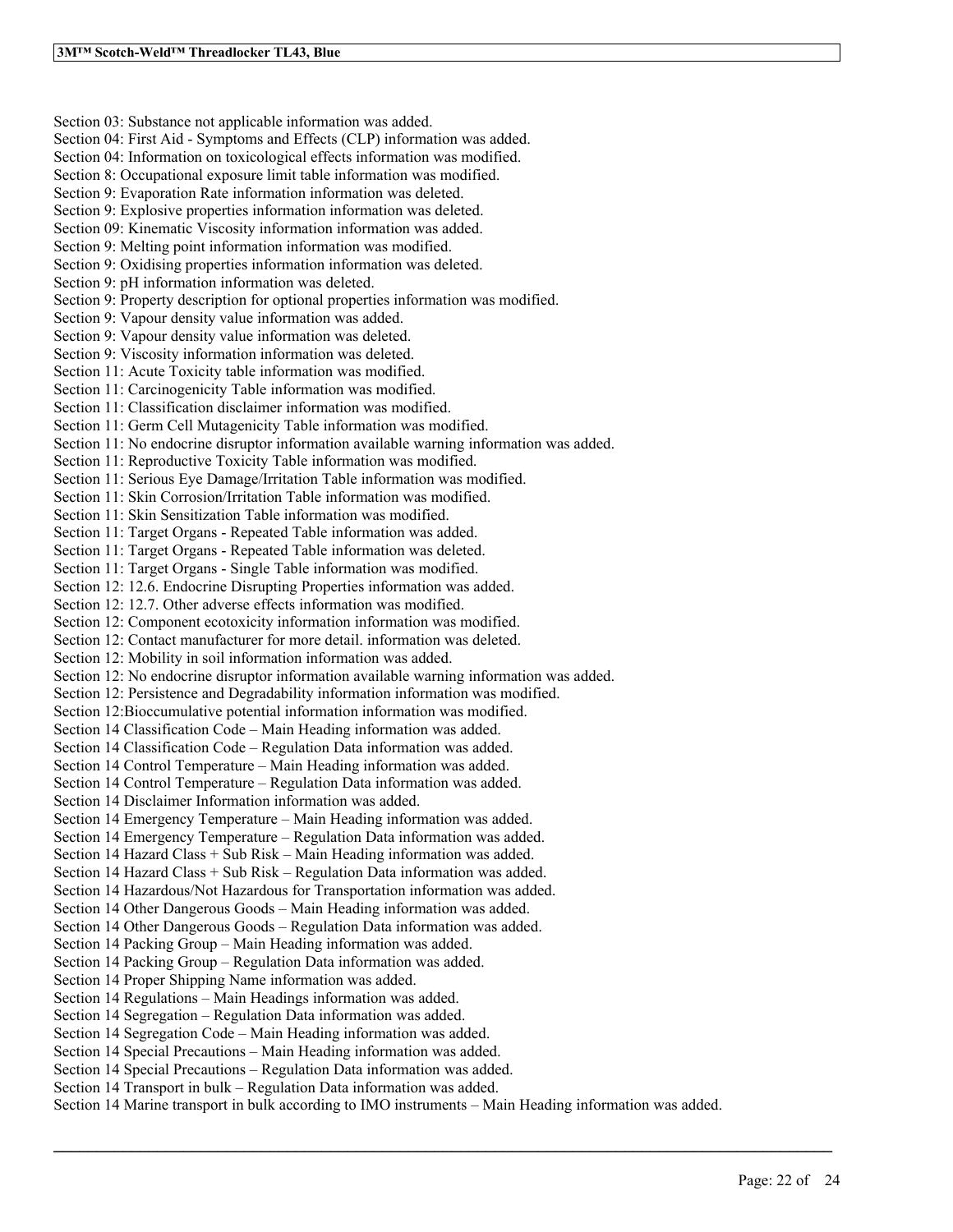Section 03: Substance not applicable information was added.
Section 04: First Aid - Symptoms and Effects (CLP) information was added.
Section 04: Information on toxicological effects information was modified.
Section 8: Occupational exposure limit table information was modified.
Section 9: Evaporation Rate information information was deleted.
Section 9: Explosive properties information information was deleted.
Section 09: Kinematic Viscosity information information was added.
Section 9: Melting point information information was modified.
Section 9: Oxidising properties information information was deleted.
Section 9: pH information information was deleted.
Section 9: Property description for optional properties information was modified.
Section 9: Vapour density value information was added.
Section 9: Vapour density value information was deleted.
Section 9: Viscosity information information was deleted.
Section 11: Acute Toxicity table information was modified.
Section 11: Carcinogenicity Table information was modified.
Section 11: Classification disclaimer information was modified.
Section 11: Germ Cell Mutagenicity Table information was modified.
Section 11: No endocrine disruptor information available warning information was added.
Section 11: Reproductive Toxicity Table information was modified.
Section 11: Serious Eye Damage/Irritation Table information was modified.
Section 11: Skin Corrosion/Irritation Table information was modified.
Section 11: Skin Sensitization Table information was modified.
Section 11: Target Organs - Repeated Table information was added.
Section 11: Target Organs - Repeated Table information was deleted.
Section 11: Target Organs - Single Table information was modified.
Section 12: 12.6. Endocrine Disrupting Properties information was added.
Section 12: 12.7. Other adverse effects information was modified.
Section 12: Component ecotoxicity information information was modified.
Section 12: Contact manufacturer for more detail. information was deleted.
Section 12: Mobility in soil information information was added.
Section 12: No endocrine disruptor information available warning information was added.
Section 12: Persistence and Degradability information information was modified.
Section 12:Bioccumulative potential information information was modified.
Section 14 Classification Code – Main Heading information was added.
Section 14 Classification Code – Regulation Data information was added.
Section 14 Control Temperature – Main Heading information was added.
Section 14 Control Temperature – Regulation Data information was added.
Section 14 Disclaimer Information information was added.
Section 14 Emergency Temperature – Main Heading information was added.
Section 14 Emergency Temperature – Regulation Data information was added.
Section 14 Hazard Class + Sub Risk – Main Heading information was added.
Section 14 Hazard Class + Sub Risk – Regulation Data information was added.
Section 14 Hazardous/Not Hazardous for Transportation information was added.
Section 14 Other Dangerous Goods – Main Heading information was added.
Section 14 Other Dangerous Goods – Regulation Data information was added.
Section 14 Packing Group – Main Heading information was added.
Section 14 Packing Group – Regulation Data information was added.
Section 14 Proper Shipping Name information was added.
Section 14 Regulations – Main Headings information was added.
Section 14 Segregation – Regulation Data information was added.
Section 14 Segregation Code – Main Heading information was added.
Section 14 Special Precautions – Main Heading information was added.
Section 14 Special Precautions – Regulation Data information was added.
Section 14 Transport in bulk – Regulation Data information was added.
Section 14 Marine transport in bulk according to IMO instruments – Main Heading information was added.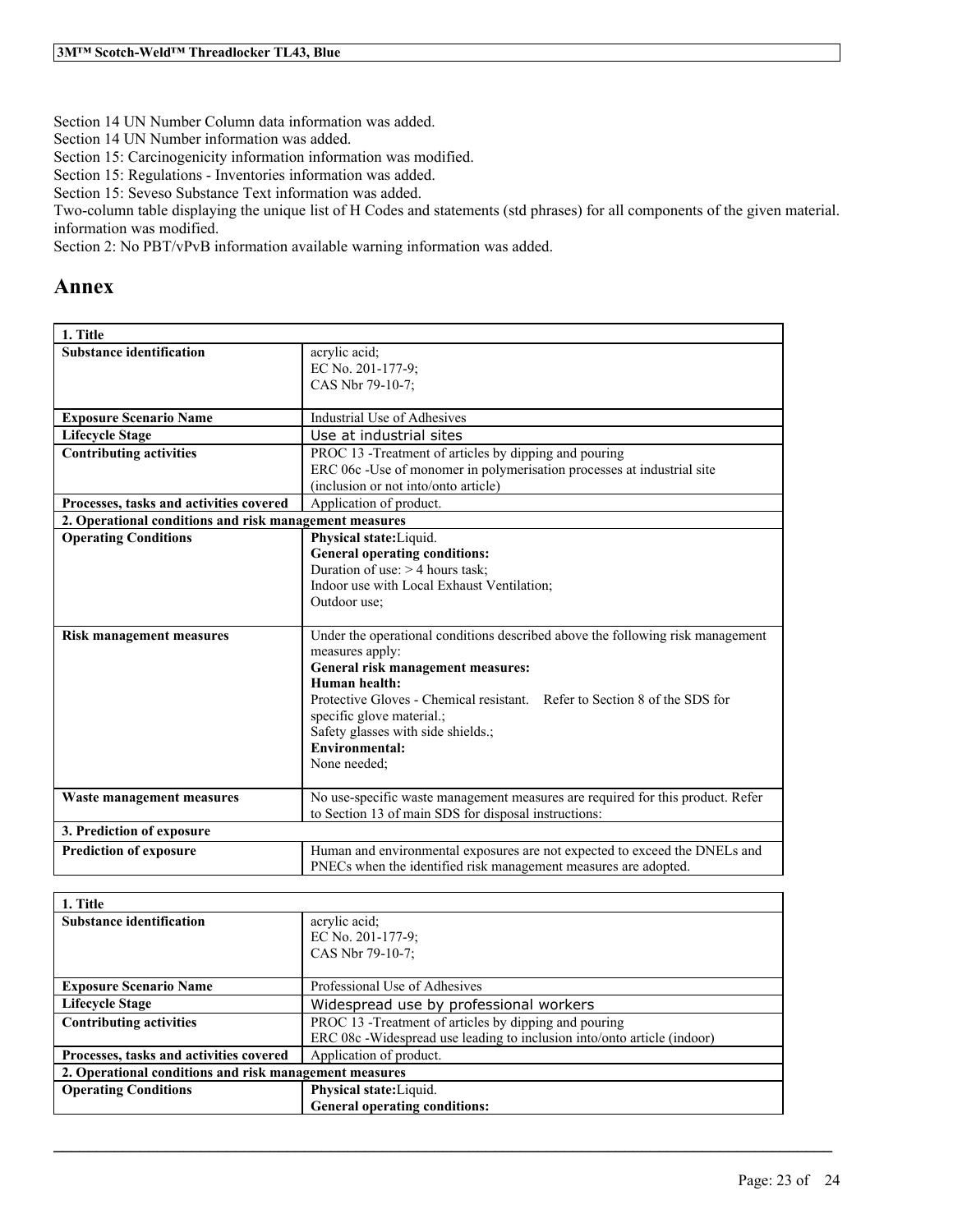Section 14 UN Number Column data information was added.
Section 14 UN Number information was added.
Section 15: Carcinogenicity information information was modified.
Section 15: Regulations - Inventories information was added.
Section 15: Seveso Substance Text information was added.
Two-column table displaying the unique list of H Codes and statements (std phrases) for all components of the given material. information was modified.
Section 2: No PBT/vPvB information available warning information was added.

# Annex

| **1. Title** | |
|---|---|
| **Substance identification** | acrylic acid;<br>EC No. 201-177-9;<br>CAS Nbr 79-10-7; |
| **Exposure Scenario Name** | Industrial Use of Adhesives |
| **Lifecycle Stage** | Use at industrial sites |
| **Contributing activities** | PROC 13 -Treatment of articles by dipping and pouring<br>ERC 06c -Use of monomer in polymerisation processes at industrial site (inclusion or not into/onto article) |
| **Processes, tasks and activities covered** | Application of product. |
| **2. Operational conditions and risk management measures** | |
| **Operating Conditions** | **Physical state:**Liquid.<br>**General operating conditions:**<br>Duration of use: > 4 hours task;<br>Indoor use with Local Exhaust Ventilation;<br>Outdoor use; |
| **Risk management measures** | Under the operational conditions described above the following risk management measures apply:<br>**General risk management measures:**<br>**Human health:**<br>Protective Gloves - Chemical resistant. Refer to Section 8 of the SDS for specific glove material.;<br>Safety glasses with side shields.;<br>**Environmental:**<br>None needed; |
| **Waste management measures** | No use-specific waste management measures are required for this product. Refer to Section 13 of main SDS for disposal instructions: |
| **3. Prediction of exposure** | |
| **Prediction of exposure** | Human and environmental exposures are not expected to exceed the DNELs and PNECs when the identified risk management measures are adopted. |

| **1. Title** | |
|---|---|
| **Substance identification** | acrylic acid;<br>EC No. 201-177-9;<br>CAS Nbr 79-10-7; |
| **Exposure Scenario Name** | Professional Use of Adhesives |
| **Lifecycle Stage** | Widespread use by professional workers |
| **Contributing activities** | PROC 13 -Treatment of articles by dipping and pouring<br>ERC 08c -Widespread use leading to inclusion into/onto article (indoor) |
| **Processes, tasks and activities covered** | Application of product. |
| **2. Operational conditions and risk management measures** | |
| **Operating Conditions** | **Physical state:**Liquid.<br>**General operating conditions:** |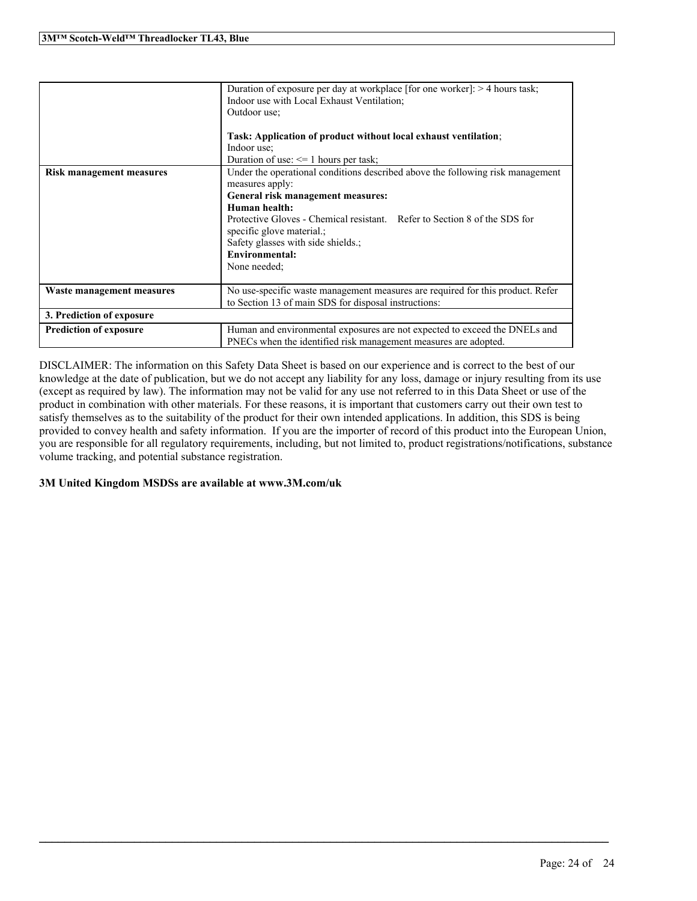| | |
|---|---|
| | Duration of exposure per day at workplace [for one worker]: > 4 hours task;<br>Indoor use with Local Exhaust Ventilation;<br>Outdoor use;<br><br>**Task: Application of product without local exhaust ventilation**;<br>Indoor use;<br>Duration of use: <= 1 hours per task; |
| **Risk management measures** | Under the operational conditions described above the following risk management measures apply:<br>**General risk management measures:**<br>**Human health:**<br>Protective Gloves - Chemical resistant. Refer to Section 8 of the SDS for specific glove material.;<br>Safety glasses with side shields.;<br>**Environmental:**<br>None needed; |
| **Waste management measures** | No use-specific waste management measures are required for this product. Refer to Section 13 of main SDS for disposal instructions: |
| **3. Prediction of exposure** | |
| **Prediction of exposure** | Human and environmental exposures are not expected to exceed the DNELs and PNECs when the identified risk management measures are adopted. |

DISCLAIMER: The information on this Safety Data Sheet is based on our experience and is correct to the best of our knowledge at the date of publication, but we do not accept any liability for any loss, damage or injury resulting from its use (except as required by law). The information may not be valid for any use not referred to in this Data Sheet or use of the product in combination with other materials. For these reasons, it is important that customers carry out their own test to satisfy themselves as to the suitability of the product for their own intended applications. In addition, this SDS is being provided to convey health and safety information. If you are the importer of record of this product into the European Union, you are responsible for all regulatory requirements, including, but not limited to, product registrations/notifications, substance volume tracking, and potential substance registration.

**3M United Kingdom MSDSs are available at www.3M.com/uk**